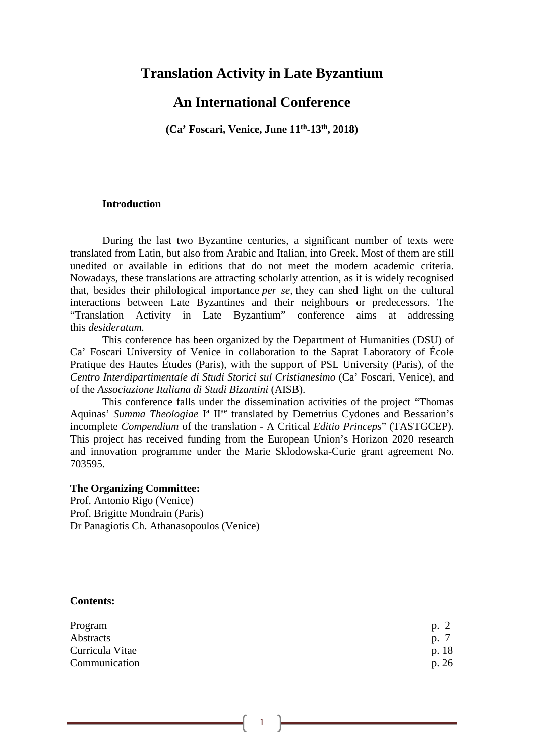# Translation Activity in Late Byzantium

## An International Conference

**(Ca' Foscari, Venice, June 11th-13th, 2018)**

**Introduction**

During the last two Byzantine centuries, a significant number of texts were translated from Latin, but also from Arabic and Italian, into Greek. Most of them are still unedited or available in editions that do not meet the modern academic criteria. Nowadays, these translations are attracting scholarly attention, as it is widely recognised that, besides their philological importance *per se,* they can shed light on the cultural interactions between Late Byzantines and their neighbours or predecessors. The "Translation Activity in Late Byzantium" conference aims at addressing this *desideratum.*

This conference has been organized by the Department of Humanities (DSU) of Ca' Foscari University of Venice in collaboration to the Saprat Laboratory of École Pratique des Hautes Études (Paris), with the support of PSL University (Paris), of the *Centro Interdipartimentale di Studi Storici sul Cristianesimo* (Ca' Foscari, Venice), and of the *Associazione Italiana di Studi Bizantini* (AISB).

This conference falls under the dissemination activities of the project "Thomas Aquinas' *Summa Theologiae* Ia IIae translated by Demetrius Cydones and Bessarion's incomplete *Compendium* of the translation - A Critical *Editio Princeps*" (TASTGCEP). This project has received funding from the European Union's Horizon 2020 research and innovation programme under the Marie Sklodowska-Curie grant agreement No. 703595.

**The Organizing Committee:**
Prof. Antonio Rigo (Venice)
Prof. Brigitte Mondrain (Paris)
Dr Panagiotis Ch. Athanasopoulos (Venice)

**Contents:**

| | |
|---|---|
| Program | p. 2 |
| Abstracts | p. 7 |
| Curricula Vitae | p. 18 |
| Communication | p. 26 |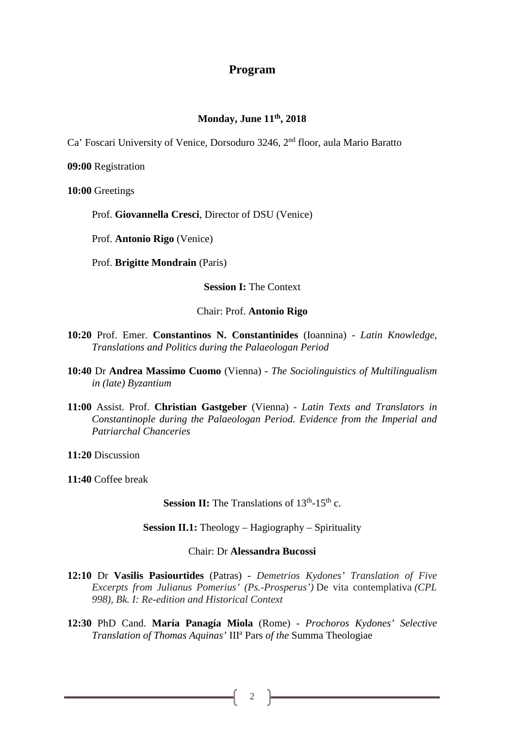## Program

### Monday, June 11th, 2018

Ca' Foscari University of Venice, Dorsoduro 3246, 2nd floor, aula Mario Baratto

**09:00** Registration

**10:00** Greetings

Prof. **Giovannella Cresci**, Director of DSU (Venice)

Prof. **Antonio Rigo** (Venice)

Prof. **Brigitte Mondrain** (Paris)

**Session I:** The Context

Chair: Prof. **Antonio Rigo**

**10:20** Prof. Emer. **Constantinos N. Constantinides** (Ioannina) - *Latin Knowledge, Translations and Politics during the Palaeologan Period*

**10:40** Dr **Andrea Massimo Cuomo** (Vienna) - *The Sociolinguistics of Multilingualism in (late) Byzantium*

**11:00** Assist. Prof. **Christian Gastgeber** (Vienna) - *Latin Texts and Translators in Constantinople during the Palaeologan Period. Evidence from the Imperial and Patriarchal Chanceries*

**11:20** Discussion

**11:40** Coffee break

**Session II:** The Translations of 13th-15th c.

**Session II.1:** Theology – Hagiography – Spirituality

Chair: Dr **Alessandra Bucossi**

**12:10** Dr **Vasilis Pasiourtides** (Patras) - *Demetrios Kydones' Translation of Five Excerpts from Julianus Pomerius' (Ps.-Prosperus')* De vita contemplativa *(CPL 998), Bk. I: Re-edition and Historical Context*

**12:30** PhD Cand. **María Panagía Miola** (Rome) - *Prochoros Kydones' Selective Translation of Thomas Aquinas'* IIIa Pars *of the* Summa Theologiae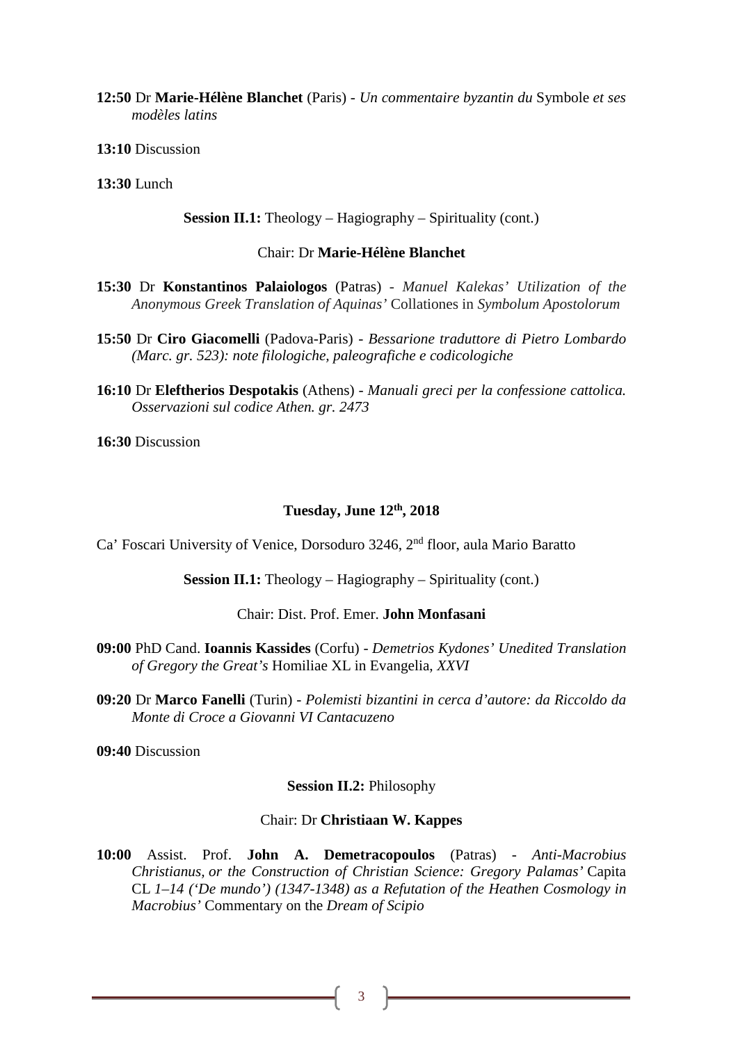**12:50** Dr **Marie-Hélène Blanchet** (Paris) - *Un commentaire byzantin du* Symbole *et ses modèles latins*

**13:10** Discussion

**13:30** Lunch

**Session II.1:** Theology – Hagiography – Spirituality (cont.)

Chair: Dr **Marie-Hélène Blanchet**

**15:30** Dr **Konstantinos Palaiologos** (Patras) - *Manuel Kalekas' Utilization of the Anonymous Greek Translation of Aquinas'* Collationes in *Symbolum Apostolorum*

**15:50** Dr **Ciro Giacomelli** (Padova-Paris) - *Bessarione traduttore di Pietro Lombardo (Marc. gr. 523): note filologiche, paleografiche e codicologiche*

**16:10** Dr **Eleftherios Despotakis** (Athens) - *Manuali greci per la confessione cattolica. Osservazioni sul codice Athen. gr. 2473*

**16:30** Discussion

## Tuesday, June 12th, 2018

Ca' Foscari University of Venice, Dorsoduro 3246, 2nd floor, aula Mario Baratto

**Session II.1:** Theology – Hagiography – Spirituality (cont.)

Chair: Dist. Prof. Emer. **John Monfasani**

**09:00** PhD Cand. **Ioannis Kassides** (Corfu) - *Demetrios Kydones' Unedited Translation of Gregory the Great's* Homiliae XL in Evangelia, *XXVI*

**09:20** Dr **Marco Fanelli** (Turin) - *Polemisti bizantini in cerca d'autore: da Riccoldo da Monte di Croce a Giovanni VI Cantacuzeno*

**09:40** Discussion

**Session II.2:** Philosophy

Chair: Dr **Christiaan W. Kappes**

**10:00** Assist. Prof. **John A. Demetracopoulos** (Patras) - *Anti-Macrobius Christianus, or the Construction of Christian Science: Gregory Palamas'* Capita CL *1–14 ('De mundo') (1347-1348) as a Refutation of the Heathen Cosmology in Macrobius'* Commentary on the *Dream of Scipio*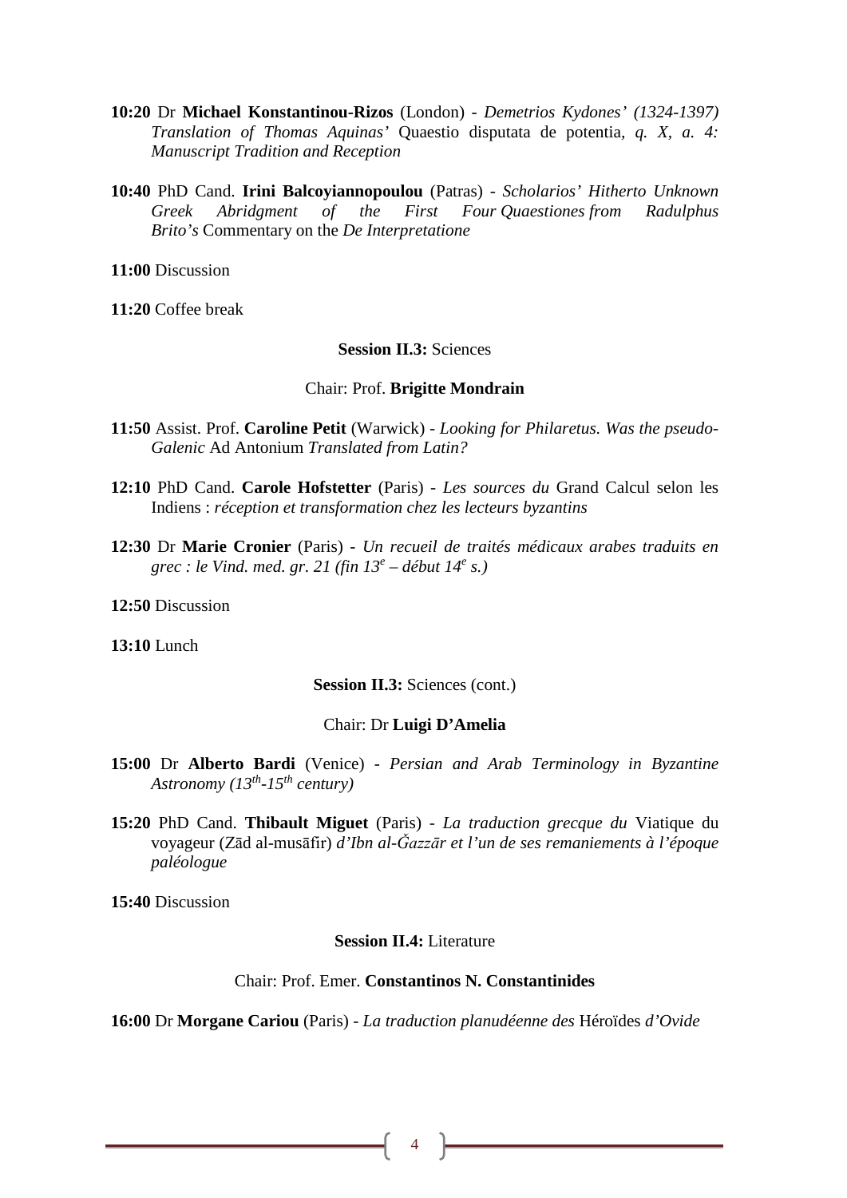**10:20** Dr **Michael Konstantinou-Rizos** (London) - *Demetrios Kydones' (1324-1397) Translation of Thomas Aquinas'* Quaestio disputata de potentia, *q. X, a. 4: Manuscript Tradition and Reception*

**10:40** PhD Cand. **Irini Balcoyiannopoulou** (Patras) - *Scholarios' Hitherto Unknown Greek Abridgment of the First Four Quaestiones from Radulphus Brito's* Commentary on the *De Interpretatione*

**11:00** Discussion

**11:20** Coffee break

**Session II.3:** Sciences

Chair: Prof. **Brigitte Mondrain**

**11:50** Assist. Prof. **Caroline Petit** (Warwick) - *Looking for Philaretus. Was the pseudo-Galenic* Ad Antonium *Translated from Latin?*

**12:10** PhD Cand. **Carole Hofstetter** (Paris) - *Les sources du* Grand Calcul selon les Indiens : *réception et transformation chez les lecteurs byzantins*

**12:30** Dr **Marie Cronier** (Paris) - *Un recueil de traités médicaux arabes traduits en grec : le Vind. med. gr. 21 (fin 13^e^ – début 14^e^ s.)*

**12:50** Discussion

**13:10** Lunch

**Session II.3:** Sciences (cont.)

Chair: Dr **Luigi D'Amelia**

**15:00** Dr **Alberto Bardi** (Venice) - *Persian and Arab Terminology in Byzantine Astronomy (13th-15th century)*

**15:20** PhD Cand. **Thibault Miguet** (Paris) - *La traduction grecque du* Viatique du voyageur (Zād al-musāfir) *d'Ibn al-Ğazzār et l'un de ses remaniements à l'époque paléologue*

**15:40** Discussion

**Session II.4:** Literature

Chair: Prof. Emer. **Constantinos N. Constantinides**

**16:00** Dr **Morgane Cariou** (Paris) - *La traduction planudéenne des* Héroïdes *d'Ovide*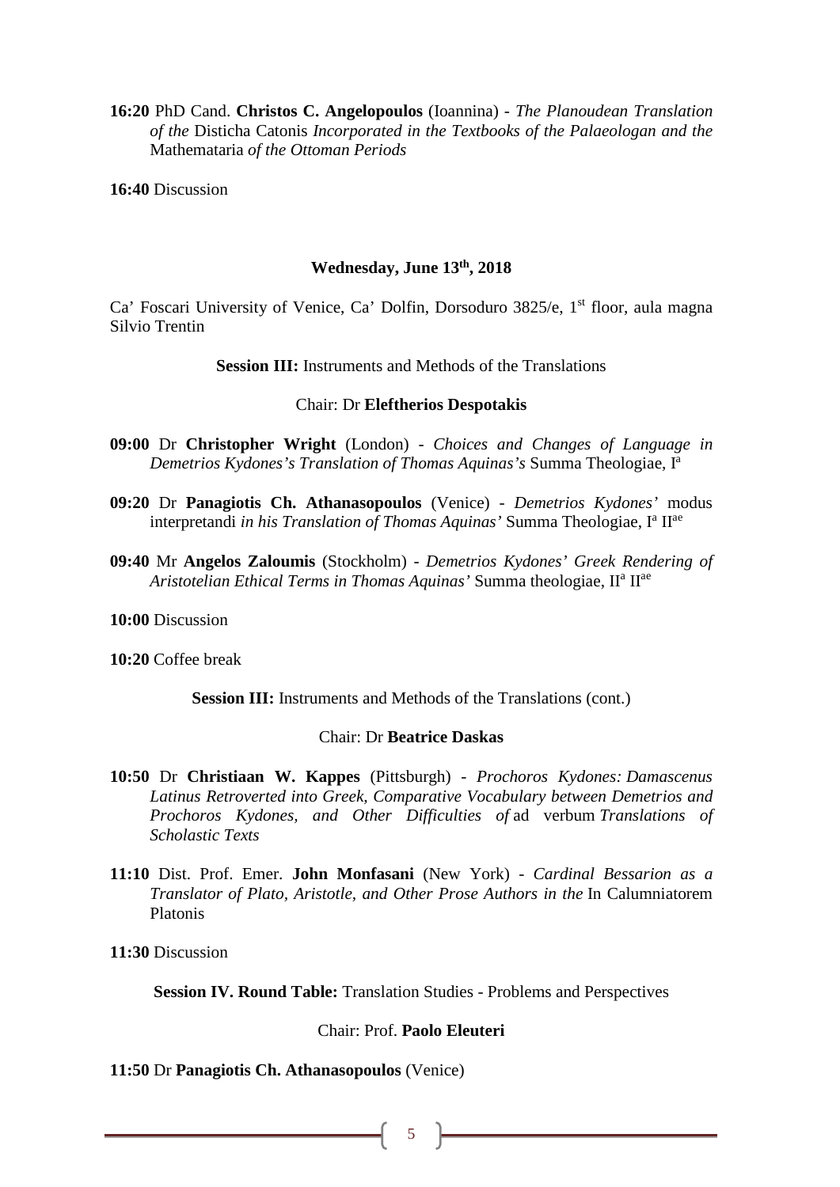**16:20** PhD Cand. **Christos C. Angelopoulos** (Ioannina) - *The Planoudean Translation of the* Disticha Catonis *Incorporated in the Textbooks of the Palaeologan and the* Mathemataria *of the Ottoman Periods*

**16:40** Discussion

### Wednesday, June 13th, 2018

Ca' Foscari University of Venice, Ca' Dolfin, Dorsoduro 3825/e, 1st floor, aula magna Silvio Trentin

**Session III:** Instruments and Methods of the Translations

Chair: Dr **Eleftherios Despotakis**

**09:00** Dr **Christopher Wright** (London) - *Choices and Changes of Language in Demetrios Kydones's Translation of Thomas Aquinas's* Summa Theologiae, Ia

**09:20** Dr **Panagiotis Ch. Athanasopoulos** (Venice) - *Demetrios Kydones'* modus interpretandi *in his Translation of Thomas Aquinas'* Summa Theologiae, Ia IIae

**09:40** Mr **Angelos Zaloumis** (Stockholm) - *Demetrios Kydones' Greek Rendering of Aristotelian Ethical Terms in Thomas Aquinas'* Summa theologiae, IIa IIae

**10:00** Discussion

**10:20** Coffee break

**Session III:** Instruments and Methods of the Translations (cont.)

Chair: Dr **Beatrice Daskas**

**10:50** Dr **Christiaan W. Kappes** (Pittsburgh) - *Prochoros Kydones: Damascenus Latinus Retroverted into Greek, Comparative Vocabulary between Demetrios and Prochoros Kydones, and Other Difficulties of* ad verbum *Translations of Scholastic Texts*

**11:10** Dist. Prof. Emer. **John Monfasani** (New York) - *Cardinal Bessarion as a Translator of Plato, Aristotle, and Other Prose Authors in the* In Calumniatorem Platonis

**11:30** Discussion

**Session IV. Round Table:** Translation Studies - Problems and Perspectives

Chair: Prof. **Paolo Eleuteri**

**11:50** Dr **Panagiotis Ch. Athanasopoulos** (Venice)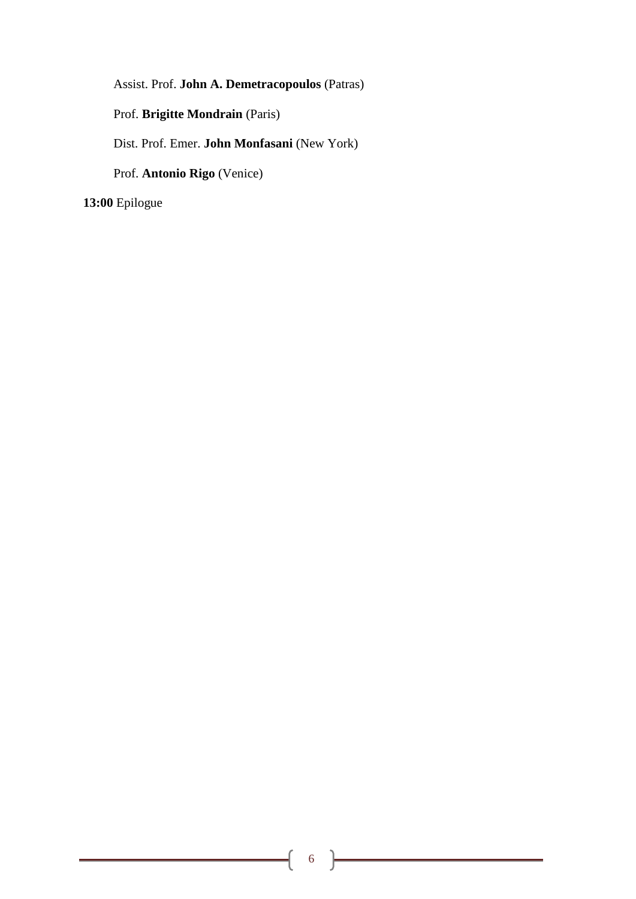Assist. Prof. **John A. Demetracopoulos** (Patras)

Prof. **Brigitte Mondrain** (Paris)

Dist. Prof. Emer. **John Monfasani** (New York)

Prof. **Antonio Rigo** (Venice)

**13:00** Epilogue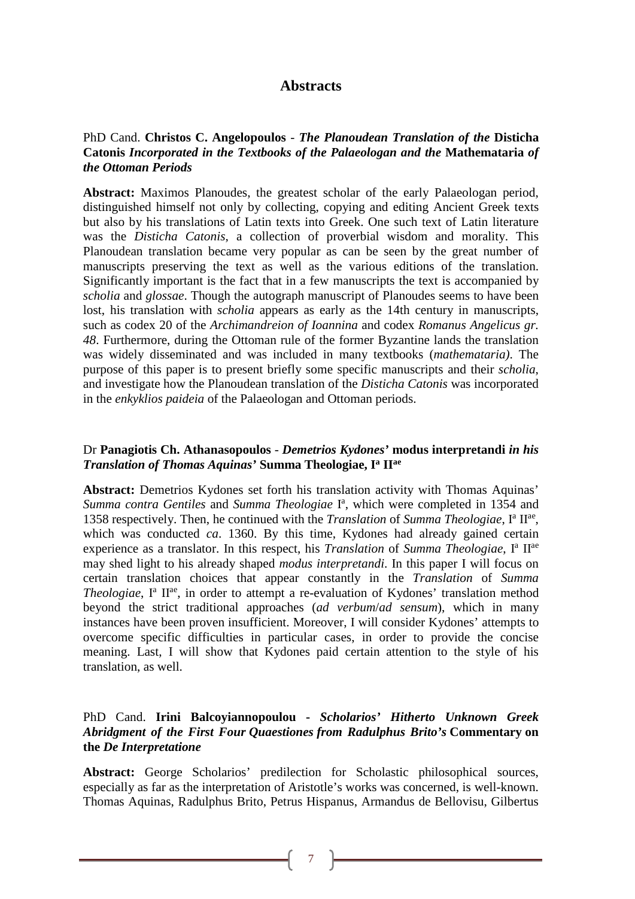# Abstracts

PhD Cand. **Christos C. Angelopoulos** - ***The Planoudean Translation of the* Disticha Catonis *Incorporated in the Textbooks of the Palaeologan and the* Mathemataria *of the Ottoman Periods***

**Abstract:** Maximos Planoudes, the greatest scholar of the early Palaeologan period, distinguished himself not only by collecting, copying and editing Ancient Greek texts but also by his translations of Latin texts into Greek. One such text of Latin literature was the *Disticha Catonis*, a collection of proverbial wisdom and morality. This Planoudean translation became very popular as can be seen by the great number of manuscripts preserving the text as well as the various editions of the translation. Significantly important is the fact that in a few manuscripts the text is accompanied by *scholia* and *glossae*. Though the autograph manuscript of Planoudes seems to have been lost, his translation with *scholia* appears as early as the 14th century in manuscripts, such as codex 20 of the *Archimandreion of Ioannina* and codex *Romanus Angelicus gr. 48*. Furthermore, during the Ottoman rule of the former Byzantine lands the translation was widely disseminated and was included in many textbooks (*mathemataria)*. The purpose of this paper is to present briefly some specific manuscripts and their *scholia*, and investigate how the Planoudean translation of the *Disticha Catonis* was incorporated in the *enkyklios paideia* of the Palaeologan and Ottoman periods.

Dr **Panagiotis Ch. Athanasopoulos** - ***Demetrios Kydones'* modus interpretandi *in his Translation of Thomas Aquinas'* Summa Theologiae, I[a] II[ae]**

**Abstract:** Demetrios Kydones set forth his translation activity with Thomas Aquinas' *Summa contra Gentiles* and *Summa Theologiae* I[a], which were completed in 1354 and 1358 respectively. Then, he continued with the *Translation* of *Summa Theologiae*, I[a] II[ae], which was conducted *ca*. 1360. By this time, Kydones had already gained certain experience as a translator. In this respect, his *Translation* of *Summa Theologiae*, I[a] II[ae] may shed light to his already shaped *modus interpretandi*. In this paper I will focus on certain translation choices that appear constantly in the *Translation* of *Summa Theologiae*, I[a] II[ae], in order to attempt a re-evaluation of Kydones' translation method beyond the strict traditional approaches (*ad verbum*/*ad sensum*), which in many instances have been proven insufficient. Moreover, I will consider Kydones' attempts to overcome specific difficulties in particular cases, in order to provide the concise meaning. Last, I will show that Kydones paid certain attention to the style of his translation, as well.

PhD Cand. **Irini Balcoyiannopoulou** - ***Scholarios' Hitherto Unknown Greek Abridgment of the First Four Quaestiones from Radulphus Brito's* Commentary on the *De Interpretatione***

**Abstract:** George Scholarios' predilection for Scholastic philosophical sources, especially as far as the interpretation of Aristotle's works was concerned, is well-known. Thomas Aquinas, Radulphus Brito, Petrus Hispanus, Armandus de Bellovisu, Gilbertus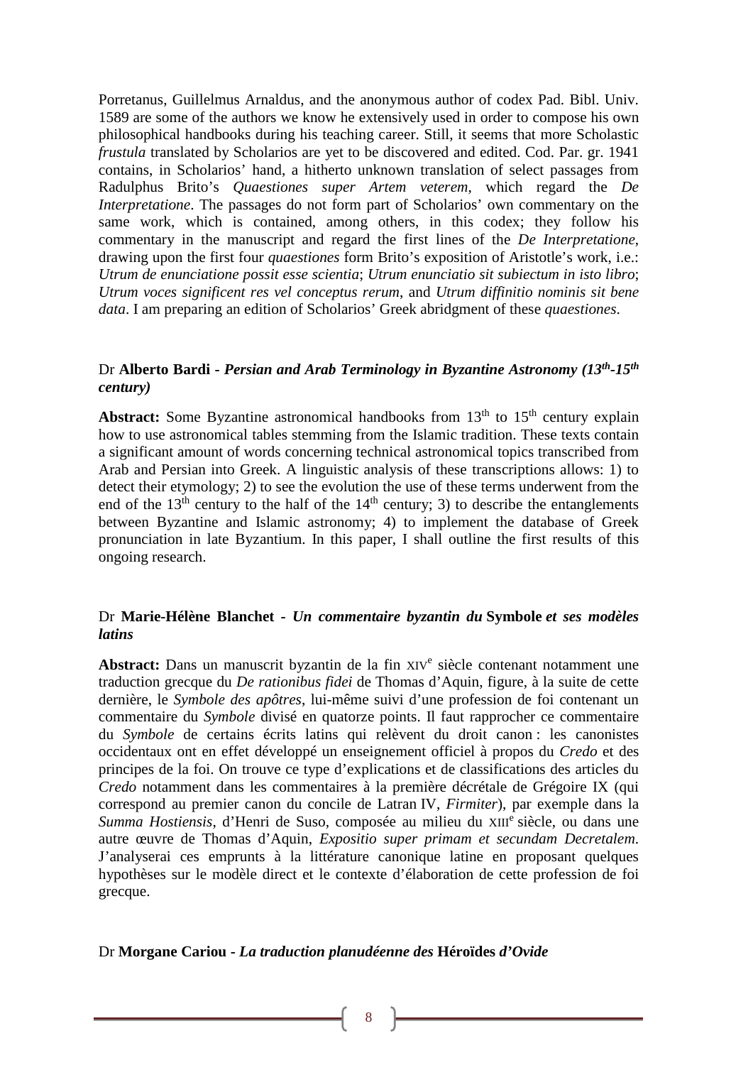Porretanus, Guillelmus Arnaldus, and the anonymous author of codex Pad. Bibl. Univ. 1589 are some of the authors we know he extensively used in order to compose his own philosophical handbooks during his teaching career. Still, it seems that more Scholastic *frustula* translated by Scholarios are yet to be discovered and edited. Cod. Par. gr. 1941 contains, in Scholarios' hand, a hitherto unknown translation of select passages from Radulphus Brito's *Quaestiones super Artem veterem*, which regard the *De Interpretatione*. The passages do not form part of Scholarios' own commentary on the same work, which is contained, among others, in this codex; they follow his commentary in the manuscript and regard the first lines of the *De Interpretatione*, drawing upon the first four *quaestiones* form Brito's exposition of Aristotle's work, i.e.: *Utrum de enunciatione possit esse scientia*; *Utrum enunciatio sit subiectum in isto libro*; *Utrum voces significent res vel conceptus rerum*, and *Utrum diffinitio nominis sit bene data*. I am preparing an edition of Scholarios' Greek abridgment of these *quaestiones*.

### Dr **Alberto Bardi** - ***Persian and Arab Terminology in Byzantine Astronomy (13th-15th century)***

**Abstract:** Some Byzantine astronomical handbooks from 13th to 15th century explain how to use astronomical tables stemming from the Islamic tradition. These texts contain a significant amount of words concerning technical astronomical topics transcribed from Arab and Persian into Greek. A linguistic analysis of these transcriptions allows: 1) to detect their etymology; 2) to see the evolution the use of these terms underwent from the end of the 13th century to the half of the 14th century; 3) to describe the entanglements between Byzantine and Islamic astronomy; 4) to implement the database of Greek pronunciation in late Byzantium. In this paper, I shall outline the first results of this ongoing research.

### Dr **Marie-Hélène Blanchet** - ***Un commentaire byzantin du* Symbole *et ses modèles latins***

**Abstract:** Dans un manuscrit byzantin de la fin XIVe siècle contenant notamment une traduction grecque du *De rationibus fidei* de Thomas d'Aquin, figure, à la suite de cette dernière, le *Symbole des apôtres*, lui-même suivi d'une profession de foi contenant un commentaire du *Symbole* divisé en quatorze points. Il faut rapprocher ce commentaire du *Symbole* de certains écrits latins qui relèvent du droit canon : les canonistes occidentaux ont en effet développé un enseignement officiel à propos du *Credo* et des principes de la foi. On trouve ce type d'explications et de classifications des articles du *Credo* notamment dans les commentaires à la première décrétale de Grégoire IX (qui correspond au premier canon du concile de Latran IV, *Firmiter*), par exemple dans la *Summa Hostiensis*, d'Henri de Suso, composée au milieu du XIIIe siècle, ou dans une autre œuvre de Thomas d'Aquin, *Expositio super primam et secundam Decretalem*. J'analyserai ces emprunts à la littérature canonique latine en proposant quelques hypothèses sur le modèle direct et le contexte d'élaboration de cette profession de foi grecque.

### Dr **Morgane Cariou** - ***La traduction planudéenne des* Héroïdes *d'Ovide***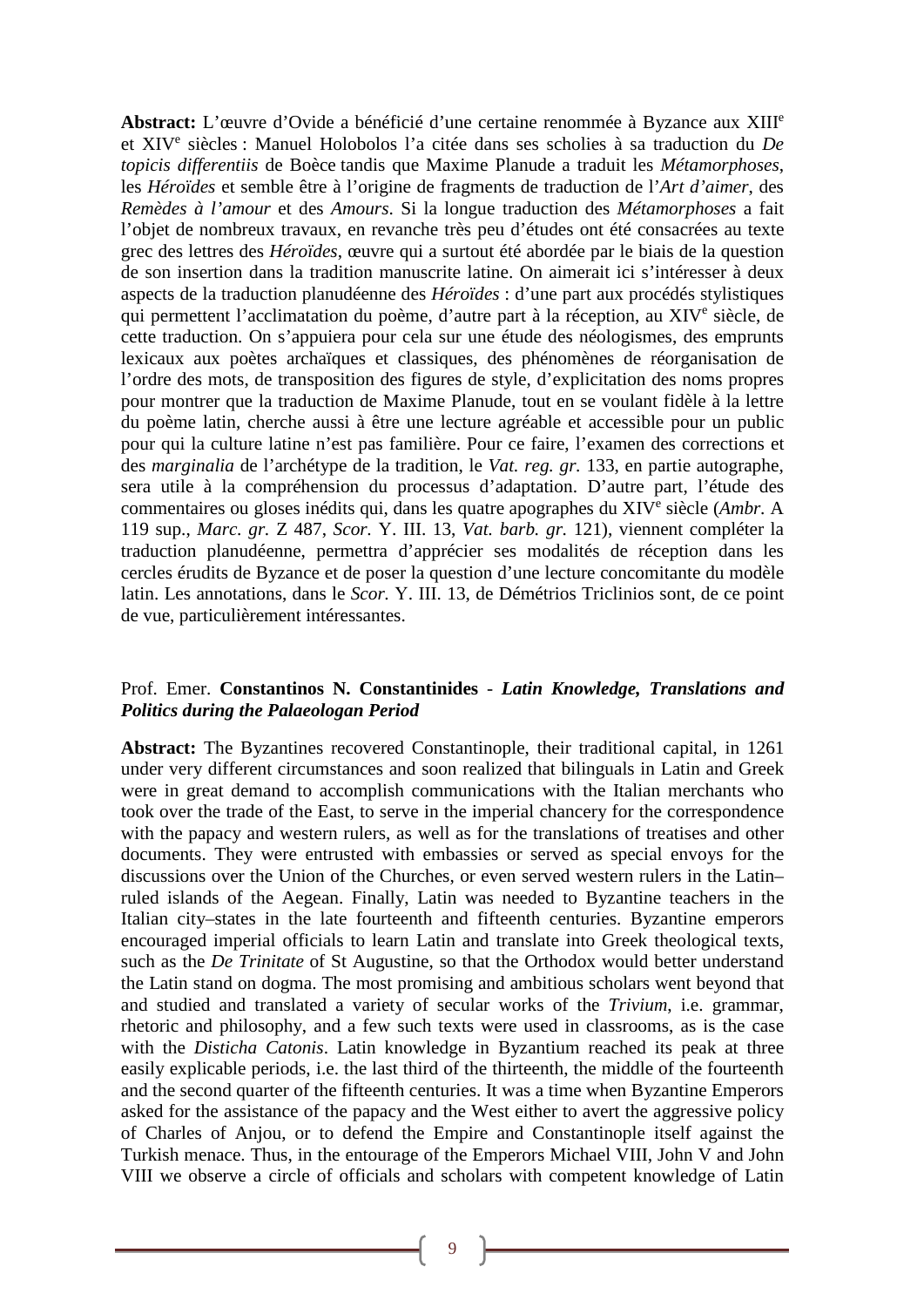**Abstract:** L'œuvre d'Ovide a bénéficié d'une certaine renommée à Byzance aux XIII[e] et XIV[e] siècles : Manuel Holobolos l'a citée dans ses scholies à sa traduction du *De topicis differentiis* de Boèce tandis que Maxime Planude a traduit les *Métamorphoses*, les *Héroïdes* et semble être à l'origine de fragments de traduction de l'*Art d'aimer*, des *Remèdes à l'amour* et des *Amours*. Si la longue traduction des *Métamorphoses* a fait l'objet de nombreux travaux, en revanche très peu d'études ont été consacrées au texte grec des lettres des *Héroïdes*, œuvre qui a surtout été abordée par le biais de la question de son insertion dans la tradition manuscrite latine. On aimerait ici s'intéresser à deux aspects de la traduction planudéenne des *Héroïdes* : d'une part aux procédés stylistiques qui permettent l'acclimatation du poème, d'autre part à la réception, au XIV[e] siècle, de cette traduction. On s'appuiera pour cela sur une étude des néologismes, des emprunts lexicaux aux poètes archaïques et classiques, des phénomènes de réorganisation de l'ordre des mots, de transposition des figures de style, d'explicitation des noms propres pour montrer que la traduction de Maxime Planude, tout en se voulant fidèle à la lettre du poème latin, cherche aussi à être une lecture agréable et accessible pour un public pour qui la culture latine n'est pas familière. Pour ce faire, l'examen des corrections et des *marginalia* de l'archétype de la tradition, le *Vat. reg. gr.* 133, en partie autographe, sera utile à la compréhension du processus d'adaptation. D'autre part, l'étude des commentaires ou gloses inédits qui, dans les quatre apographes du XIV[e] siècle (*Ambr.* A 119 sup., *Marc. gr.* Z 487, *Scor.* Y. III. 13, *Vat. barb. gr.* 121), viennent compléter la traduction planudéenne, permettra d'apprécier ses modalités de réception dans les cercles érudits de Byzance et de poser la question d'une lecture concomitante du modèle latin. Les annotations, dans le *Scor.* Y. III. 13, de Démétrios Triclinios sont, de ce point de vue, particulièrement intéressantes.

Prof. Emer. **Constantinos N. Constantinides** - ***Latin Knowledge, Translations and Politics during the Palaeologan Period***

**Abstract:** The Byzantines recovered Constantinople, their traditional capital, in 1261 under very different circumstances and soon realized that bilinguals in Latin and Greek were in great demand to accomplish communications with the Italian merchants who took over the trade of the East, to serve in the imperial chancery for the correspondence with the papacy and western rulers, as well as for the translations of treatises and other documents. They were entrusted with embassies or served as special envoys for the discussions over the Union of the Churches, or even served western rulers in the Latin–ruled islands of the Aegean. Finally, Latin was needed to Byzantine teachers in the Italian city–states in the late fourteenth and fifteenth centuries. Byzantine emperors encouraged imperial officials to learn Latin and translate into Greek theological texts, such as the *De Trinitate* of St Augustine, so that the Orthodox would better understand the Latin stand on dogma. The most promising and ambitious scholars went beyond that and studied and translated a variety of secular works of the *Trivium*, i.e. grammar, rhetoric and philosophy, and a few such texts were used in classrooms, as is the case with the *Disticha Catonis*. Latin knowledge in Byzantium reached its peak at three easily explicable periods, i.e. the last third of the thirteenth, the middle of the fourteenth and the second quarter of the fifteenth centuries. It was a time when Byzantine Emperors asked for the assistance of the papacy and the West either to avert the aggressive policy of Charles of Anjou, or to defend the Empire and Constantinople itself against the Turkish menace. Thus, in the entourage of the Emperors Michael VIII, John V and John VIII we observe a circle of officials and scholars with competent knowledge of Latin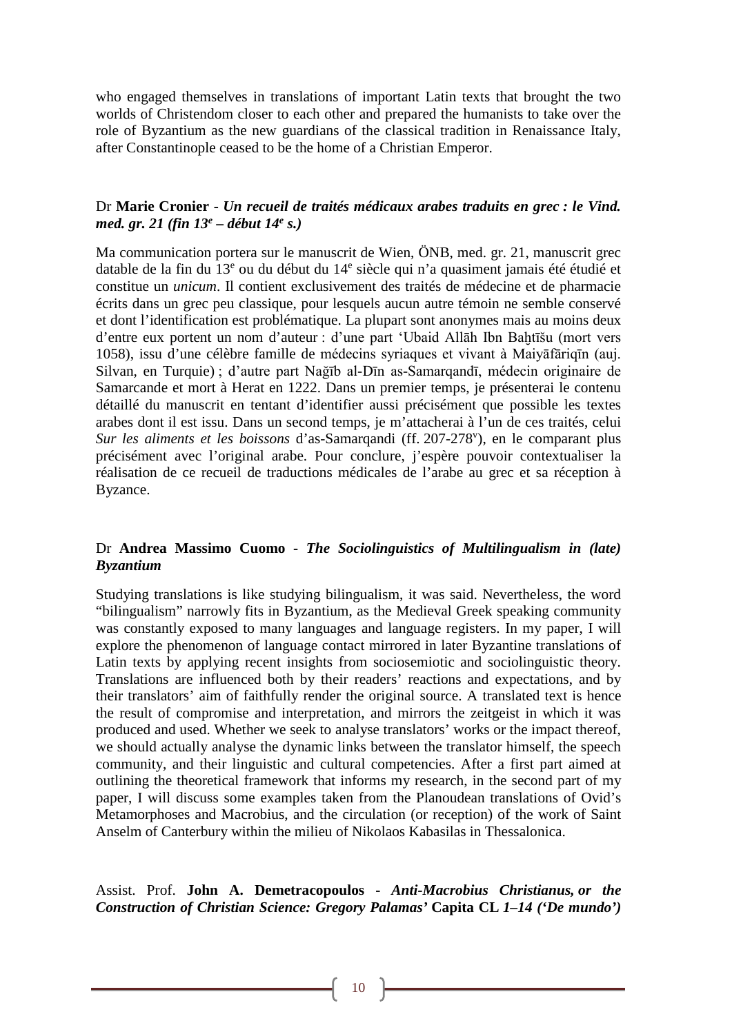who engaged themselves in translations of important Latin texts that brought the two worlds of Christendom closer to each other and prepared the humanists to take over the role of Byzantium as the new guardians of the classical tradition in Renaissance Italy, after Constantinople ceased to be the home of a Christian Emperor.

Dr **Marie Cronier** - ***Un recueil de traités médicaux arabes traduits en grec : le Vind. med. gr. 21 (fin 13e – début 14e s.)***

Ma communication portera sur le manuscrit de Wien, ÖNB, med. gr. 21, manuscrit grec datable de la fin du 13e ou du début du 14e siècle qui n'a quasiment jamais été étudié et constitue un *unicum*. Il contient exclusivement des traités de médecine et de pharmacie écrits dans un grec peu classique, pour lesquels aucun autre témoin ne semble conservé et dont l'identification est problématique. La plupart sont anonymes mais au moins deux d'entre eux portent un nom d'auteur : d'une part 'Ubaid Allāh Ibn Baḫtīšu (mort vers 1058), issu d'une célèbre famille de médecins syriaques et vivant à Maiyāfāriqīn (auj. Silvan, en Turquie) ; d'autre part Naǧīb al-Dīn as-Samarqandī, médecin originaire de Samarcande et mort à Herat en 1222. Dans un premier temps, je présenterai le contenu détaillé du manuscrit en tentant d'identifier aussi précisément que possible les textes arabes dont il est issu. Dans un second temps, je m'attacherai à l'un de ces traités, celui *Sur les aliments et les boissons* d'as-Samarqandi (ff. 207-278v), en le comparant plus précisément avec l'original arabe. Pour conclure, j'espère pouvoir contextualiser la réalisation de ce recueil de traductions médicales de l'arabe au grec et sa réception à Byzance.

Dr **Andrea Massimo Cuomo** - ***The Sociolinguistics of Multilingualism in (late) Byzantium***

Studying translations is like studying bilingualism, it was said. Nevertheless, the word "bilingualism" narrowly fits in Byzantium, as the Medieval Greek speaking community was constantly exposed to many languages and language registers. In my paper, I will explore the phenomenon of language contact mirrored in later Byzantine translations of Latin texts by applying recent insights from sociosemiotic and sociolinguistic theory. Translations are influenced both by their readers' reactions and expectations, and by their translators' aim of faithfully render the original source. A translated text is hence the result of compromise and interpretation, and mirrors the zeitgeist in which it was produced and used. Whether we seek to analyse translators' works or the impact thereof, we should actually analyse the dynamic links between the translator himself, the speech community, and their linguistic and cultural competencies. After a first part aimed at outlining the theoretical framework that informs my research, in the second part of my paper, I will discuss some examples taken from the Planoudean translations of Ovid's Metamorphoses and Macrobius, and the circulation (or reception) of the work of Saint Anselm of Canterbury within the milieu of Nikolaos Kabasilas in Thessalonica.

Assist. Prof. **John A. Demetracopoulos** - ***Anti-Macrobius Christianus, or the Construction of Christian Science: Gregory Palamas'* Capita CL *1–14 ('De mundo')***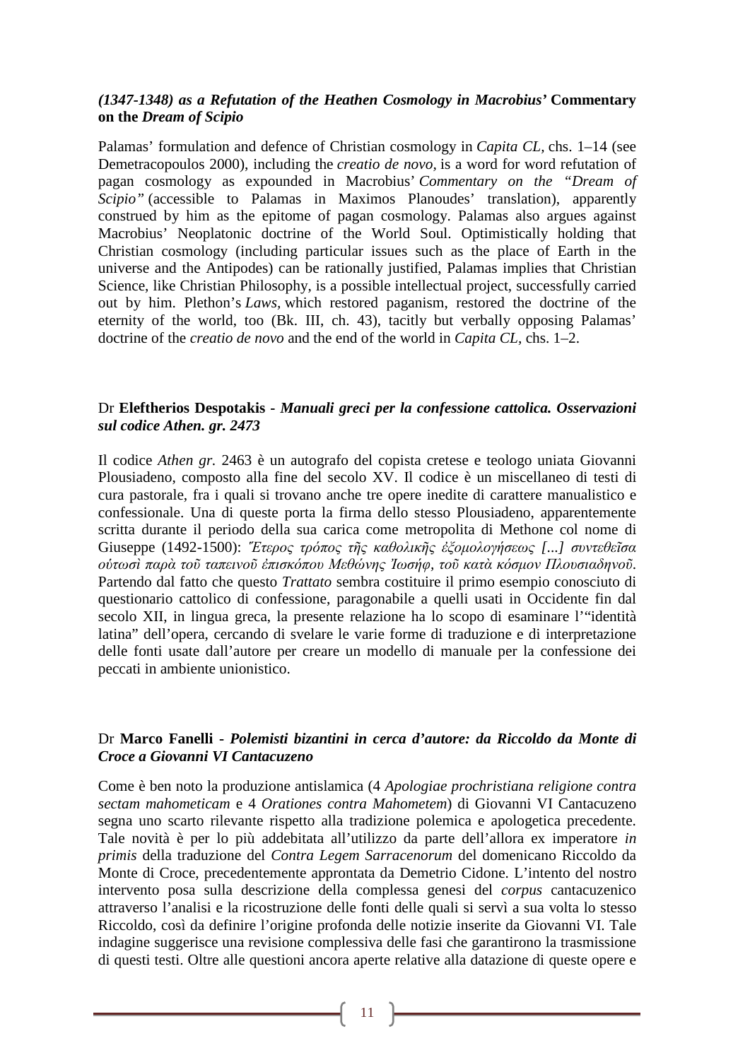***(1347-1348) as a Refutation of the Heathen Cosmology in Macrobius'* Commentary on the *Dream of Scipio***

Palamas' formulation and defence of Christian cosmology in *Capita CL*, chs. 1–14 (see Demetracopoulos 2000), including the *creatio de novo*, is a word for word refutation of pagan cosmology as expounded in Macrobius' *Commentary on the "Dream of Scipio"* (accessible to Palamas in Maximos Planoudes' translation), apparently construed by him as the epitome of pagan cosmology. Palamas also argues against Macrobius' Neoplatonic doctrine of the World Soul. Optimistically holding that Christian cosmology (including particular issues such as the place of Earth in the universe and the Antipodes) can be rationally justified, Palamas implies that Christian Science, like Christian Philosophy, is a possible intellectual project, successfully carried out by him. Plethon's *Laws*, which restored paganism, restored the doctrine of the eternity of the world, too (Bk. III, ch. 43), tacitly but verbally opposing Palamas' doctrine of the *creatio de novo* and the end of the world in *Capita CL*, chs. 1–2.

Dr **Eleftherios Despotakis** - ***Manuali greci per la confessione cattolica. Osservazioni sul codice Athen. gr. 2473***

Il codice *Athen gr.* 2463 è un autografo del copista cretese e teologo uniata Giovanni Plousiadeno, composto alla fine del secolo XV. Il codice è un miscellaneo di testi di cura pastorale, fra i quali si trovano anche tre opere inedite di carattere manualistico e confessionale. Una di queste porta la firma dello stesso Plousiadeno, apparentemente scritta durante il periodo della sua carica come metropolita di Methone col nome di Giuseppe (1492-1500): *Ἕτερος τρόπος τῆς καθολικῆς ἐξομολογήσεως [...] συντεθεῖσα οὑτωσὶ παρὰ τοῦ ταπεινοῦ ἐπισκόπου Μεθώνης Ἰωσήφ, τοῦ κατὰ κόσμον Πλουσιαδηνοῦ*. Partendo dal fatto che questo *Trattato* sembra costituire il primo esempio conosciuto di questionario cattolico di confessione, paragonabile a quelli usati in Occidente fin dal secolo XII, in lingua greca, la presente relazione ha lo scopo di esaminare l'"identità latina" dell'opera, cercando di svelare le varie forme di traduzione e di interpretazione delle fonti usate dall'autore per creare un modello di manuale per la confessione dei peccati in ambiente unionistico.

Dr **Marco Fanelli** - ***Polemisti bizantini in cerca d'autore: da Riccoldo da Monte di Croce a Giovanni VI Cantacuzeno***

Come è ben noto la produzione antislamica (4 *Apologiae prochristiana religione contra sectam mahometicam* e 4 *Orationes contra Mahometem*) di Giovanni VI Cantacuzeno segna uno scarto rilevante rispetto alla tradizione polemica e apologetica precedente. Tale novità è per lo più addebitata all'utilizzo da parte dell'allora ex imperatore *in primis* della traduzione del *Contra Legem Sarracenorum* del domenicano Riccoldo da Monte di Croce, precedentemente approntata da Demetrio Cidone. L'intento del nostro intervento posa sulla descrizione della complessa genesi del *corpus* cantacuzenico attraverso l'analisi e la ricostruzione delle fonti delle quali si servì a sua volta lo stesso Riccoldo, così da definire l'origine profonda delle notizie inserite da Giovanni VI. Tale indagine suggerisce una revisione complessiva delle fasi che garantirono la trasmissione di questi testi. Oltre alle questioni ancora aperte relative alla datazione di queste opere e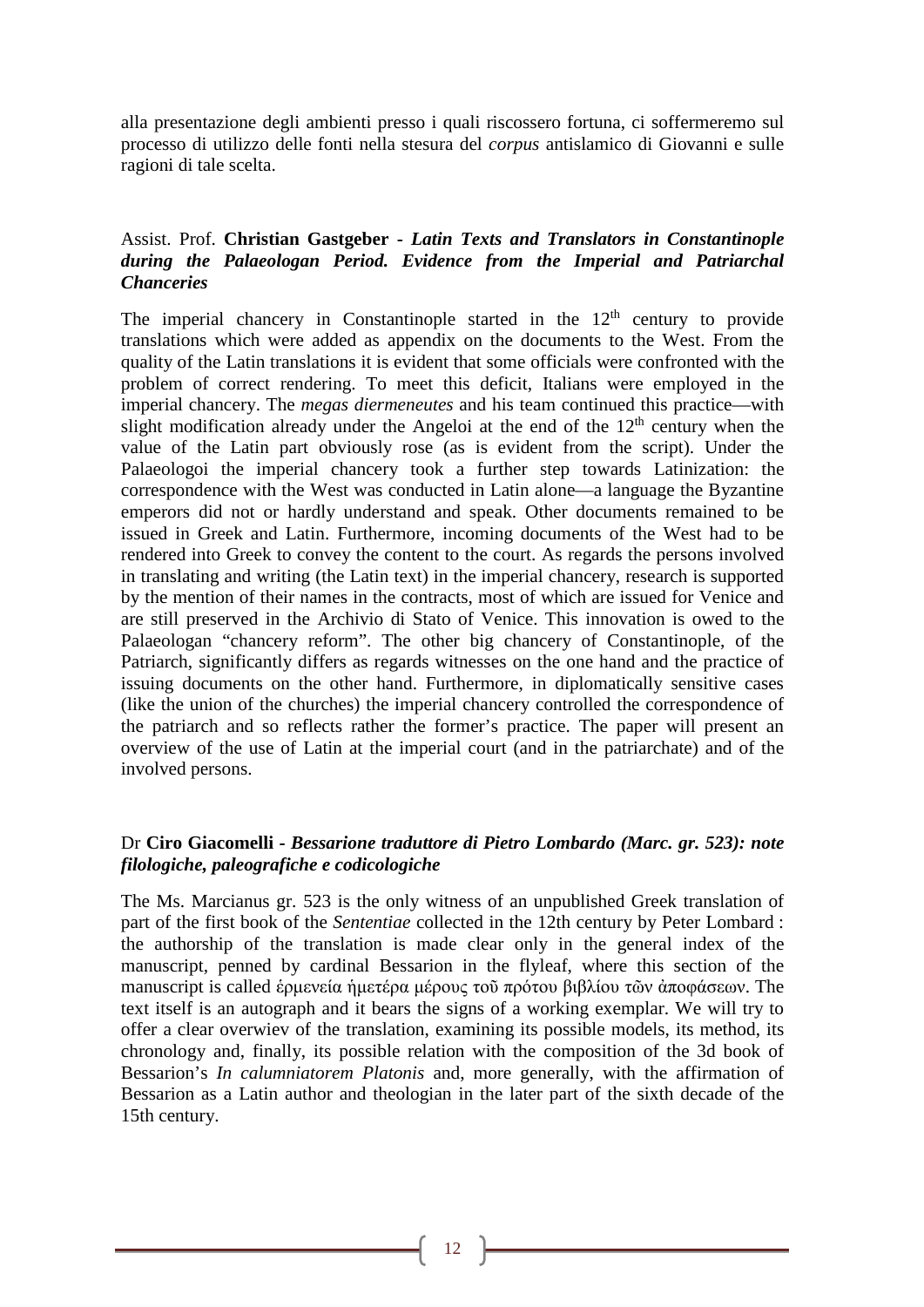alla presentazione degli ambienti presso i quali riscossero fortuna, ci soffermeremo sul processo di utilizzo delle fonti nella stesura del *corpus* antislamico di Giovanni e sulle ragioni di tale scelta.

### Assist. Prof. **Christian Gastgeber** - ***Latin Texts and Translators in Constantinople during the Palaeologan Period. Evidence from the Imperial and Patriarchal Chanceries***

The imperial chancery in Constantinople started in the 12th century to provide translations which were added as appendix on the documents to the West. From the quality of the Latin translations it is evident that some officials were confronted with the problem of correct rendering. To meet this deficit, Italians were employed in the imperial chancery. The *megas diermeneutes* and his team continued this practice—with slight modification already under the Angeloi at the end of the 12th century when the value of the Latin part obviously rose (as is evident from the script). Under the Palaeologoi the imperial chancery took a further step towards Latinization: the correspondence with the West was conducted in Latin alone—a language the Byzantine emperors did not or hardly understand and speak. Other documents remained to be issued in Greek and Latin. Furthermore, incoming documents of the West had to be rendered into Greek to convey the content to the court. As regards the persons involved in translating and writing (the Latin text) in the imperial chancery, research is supported by the mention of their names in the contracts, most of which are issued for Venice and are still preserved in the Archivio di Stato of Venice. This innovation is owed to the Palaeologan "chancery reform". The other big chancery of Constantinople, of the Patriarch, significantly differs as regards witnesses on the one hand and the practice of issuing documents on the other hand. Furthermore, in diplomatically sensitive cases (like the union of the churches) the imperial chancery controlled the correspondence of the patriarch and so reflects rather the former's practice. The paper will present an overview of the use of Latin at the imperial court (and in the patriarchate) and of the involved persons.

### Dr **Ciro Giacomelli** - ***Bessarione traduttore di Pietro Lombardo (Marc. gr. 523): note filologiche, paleografiche e codicologiche***

The Ms. Marcianus gr. 523 is the only witness of an unpublished Greek translation of part of the first book of the *Sententiae* collected in the 12th century by Peter Lombard : the authorship of the translation is made clear only in the general index of the manuscript, penned by cardinal Bessarion in the flyleaf, where this section of the manuscript is called ἑρμενεία ἡμετέρα μέρους τοῦ πρότου βιβλίου τῶν ἀποφάσεων. The text itself is an autograph and it bears the signs of a working exemplar. We will try to offer a clear overwiev of the translation, examining its possible models, its method, its chronology and, finally, its possible relation with the composition of the 3d book of Bessarion's *In calumniatorem Platonis* and, more generally, with the affirmation of Bessarion as a Latin author and theologian in the later part of the sixth decade of the 15th century.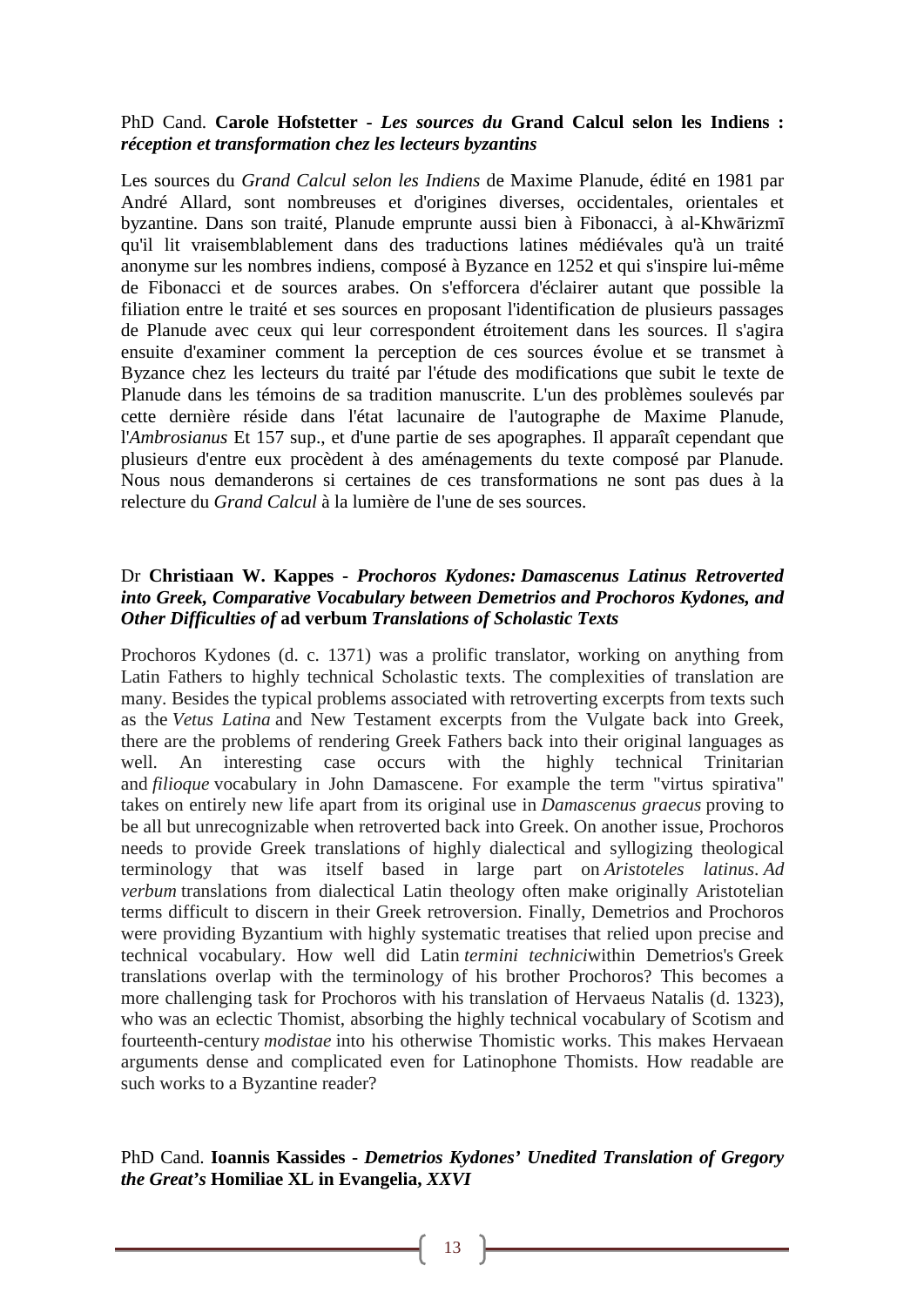PhD Cand. **Carole Hofstetter** - ***Les sources du* Grand Calcul selon les Indiens *: réception et transformation chez les lecteurs byzantins***

Les sources du *Grand Calcul selon les Indiens* de Maxime Planude, édité en 1981 par André Allard, sont nombreuses et d'origines diverses, occidentales, orientales et byzantine. Dans son traité, Planude emprunte aussi bien à Fibonacci, à al-Khwārizmī qu'il lit vraisemblablement dans des traductions latines médiévales qu'à un traité anonyme sur les nombres indiens, composé à Byzance en 1252 et qui s'inspire lui-même de Fibonacci et de sources arabes. On s'efforcera d'éclairer autant que possible la filiation entre le traité et ses sources en proposant l'identification de plusieurs passages de Planude avec ceux qui leur correspondent étroitement dans les sources. Il s'agira ensuite d'examiner comment la perception de ces sources évolue et se transmet à Byzance chez les lecteurs du traité par l'étude des modifications que subit le texte de Planude dans les témoins de sa tradition manuscrite. L'un des problèmes soulevés par cette dernière réside dans l'état lacunaire de l'autographe de Maxime Planude, l'*Ambrosianus* Et 157 sup., et d'une partie de ses apographes. Il apparaît cependant que plusieurs d'entre eux procèdent à des aménagements du texte composé par Planude. Nous nous demanderons si certaines de ces transformations ne sont pas dues à la relecture du *Grand Calcul* à la lumière de l'une de ses sources.

Dr **Christiaan W. Kappes** - ***Prochoros Kydones: Damascenus Latinus Retroverted into Greek, Comparative Vocabulary between Demetrios and Prochoros Kydones, and Other Difficulties of* ad verbum *Translations of Scholastic Texts***

Prochoros Kydones (d. c. 1371) was a prolific translator, working on anything from Latin Fathers to highly technical Scholastic texts. The complexities of translation are many. Besides the typical problems associated with retroverting excerpts from texts such as the *Vetus Latina* and New Testament excerpts from the Vulgate back into Greek, there are the problems of rendering Greek Fathers back into their original languages as well. An interesting case occurs with the highly technical Trinitarian and *filioque* vocabulary in John Damascene. For example the term "virtus spirativa" takes on entirely new life apart from its original use in *Damascenus graecus* proving to be all but unrecognizable when retroverted back into Greek. On another issue, Prochoros needs to provide Greek translations of highly dialectical and syllogizing theological terminology that was itself based in large part on *Aristoteles latinus*. *Ad verbum* translations from dialectical Latin theology often make originally Aristotelian terms difficult to discern in their Greek retroversion. Finally, Demetrios and Prochoros were providing Byzantium with highly systematic treatises that relied upon precise and technical vocabulary. How well did Latin *termini technici*within Demetrios's Greek translations overlap with the terminology of his brother Prochoros? This becomes a more challenging task for Prochoros with his translation of Hervaeus Natalis (d. 1323), who was an eclectic Thomist, absorbing the highly technical vocabulary of Scotism and fourteenth-century *modistae* into his otherwise Thomistic works. This makes Hervaean arguments dense and complicated even for Latinophone Thomists. How readable are such works to a Byzantine reader?

PhD Cand. **Ioannis Kassides** - ***Demetrios Kydones' Unedited Translation of Gregory the Great's* Homiliae XL in Evangelia, *XXVI***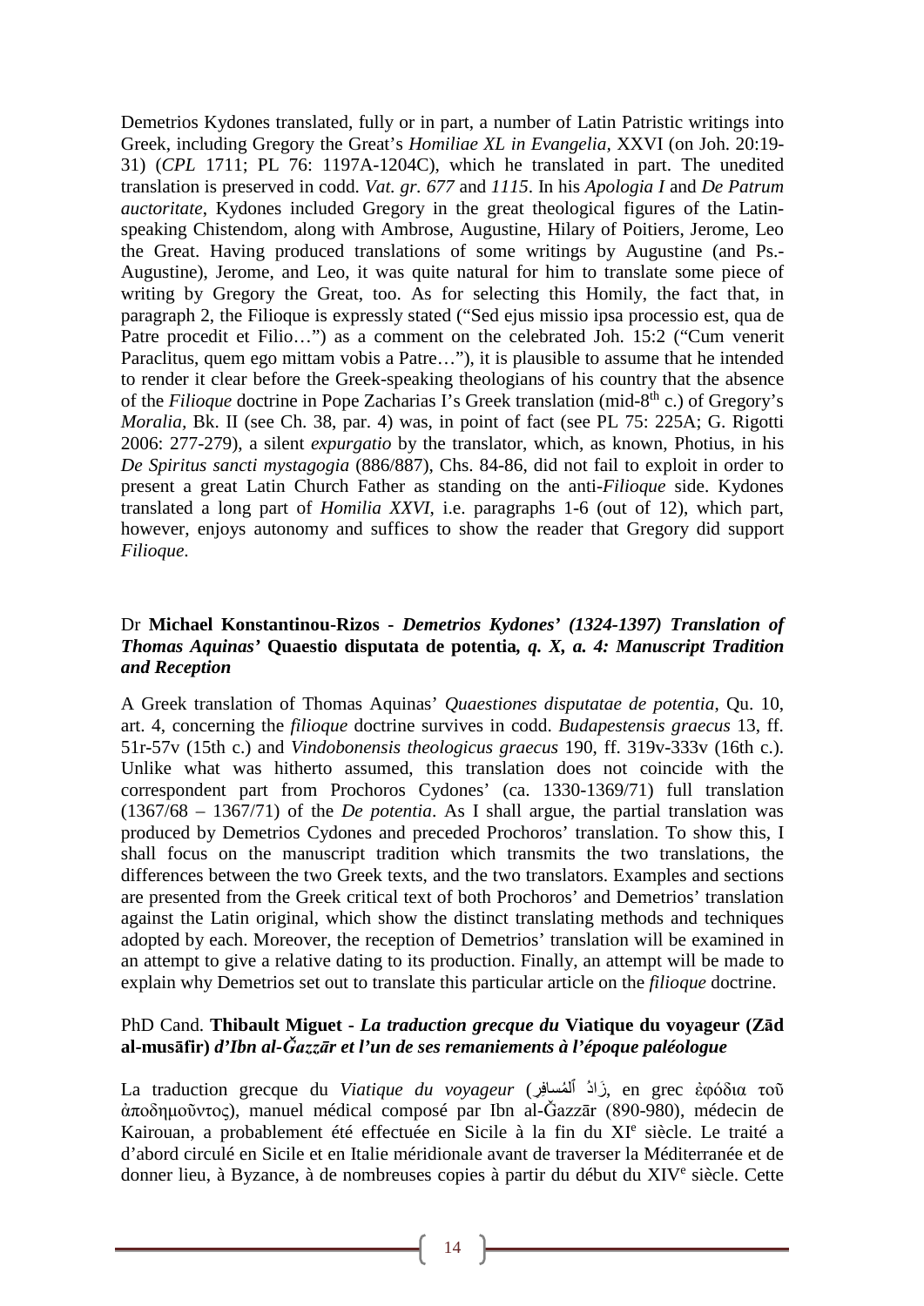Demetrios Kydones translated, fully or in part, a number of Latin Patristic writings into Greek, including Gregory the Great's *Homiliae XL in Evangelia*, XXVI (on Joh. 20:19-31) (*CPL* 1711; PL 76: 1197A-1204C), which he translated in part. The unedited translation is preserved in codd. *Vat. gr. 677* and *1115*. In his *Apologia I* and *De Patrum auctoritate*, Kydones included Gregory in the great theological figures of the Latin-speaking Chistendom, along with Ambrose, Augustine, Hilary of Poitiers, Jerome, Leo the Great. Having produced translations of some writings by Augustine (and Ps.-Augustine), Jerome, and Leo, it was quite natural for him to translate some piece of writing by Gregory the Great, too. As for selecting this Homily, the fact that, in paragraph 2, the Filioque is expressly stated ("Sed ejus missio ipsa processio est, qua de Patre procedit et Filio…") as a comment on the celebrated Joh. 15:2 ("Cum venerit Paraclitus, quem ego mittam vobis a Patre…"), it is plausible to assume that he intended to render it clear before the Greek-speaking theologians of his country that the absence of the *Filioque* doctrine in Pope Zacharias I's Greek translation (mid-8th c.) of Gregory's *Moralia*, Bk. II (see Ch. 38, par. 4) was, in point of fact (see PL 75: 225A; G. Rigotti 2006: 277-279), a silent *expurgatio* by the translator, which, as known, Photius, in his *De Spiritus sancti mystagogia* (886/887), Chs. 84-86, did not fail to exploit in order to present a great Latin Church Father as standing on the anti-*Filioque* side. Kydones translated a long part of *Homilia XXVI*, i.e. paragraphs 1-6 (out of 12), which part, however, enjoys autonomy and suffices to show the reader that Gregory did support *Filioque*.

### Dr **Michael Konstantinou-Rizos** - ***Demetrios Kydones' (1324-1397) Translation of Thomas Aquinas'* Quaestio disputata de potentia*, q. X, a. 4: Manuscript Tradition and Reception***

A Greek translation of Thomas Aquinas' *Quaestiones disputatae de potentia*, Qu. 10, art. 4, concerning the *filioque* doctrine survives in codd. *Budapestensis graecus* 13, ff. 51r-57v (15th c.) and *Vindobonensis theologicus graecus* 190, ff. 319v-333v (16th c.). Unlike what was hitherto assumed, this translation does not coincide with the correspondent part from Prochoros Cydones' (ca. 1330-1369/71) full translation (1367/68 – 1367/71) of the *De potentia*. As I shall argue, the partial translation was produced by Demetrios Cydones and preceded Prochoros' translation. To show this, I shall focus on the manuscript tradition which transmits the two translations, the differences between the two Greek texts, and the two translators. Examples and sections are presented from the Greek critical text of both Prochoros' and Demetrios' translation against the Latin original, which show the distinct translating methods and techniques adopted by each. Moreover, the reception of Demetrios' translation will be examined in an attempt to give a relative dating to its production. Finally, an attempt will be made to explain why Demetrios set out to translate this particular article on the *filioque* doctrine.

### PhD Cand. **Thibault Miguet** - ***La traduction grecque du* Viatique du voyageur (Zād al-musāfir) *d'Ibn al-Ǧazzār et l'un de ses remaniements à l'époque paléologue***

La traduction grecque du *Viatique du voyageur* (زَادُ ٱلْمُسافِر, en grec ἐφόδια τοῦ ἀποδημοῦντος), manuel médical composé par Ibn al-Ǧazzār (890-980), médecin de Kairouan, a probablement été effectuée en Sicile à la fin du XIe siècle. Le traité a d'abord circulé en Sicile et en Italie méridionale avant de traverser la Méditerranée et de donner lieu, à Byzance, à de nombreuses copies à partir du début du XIVe siècle. Cette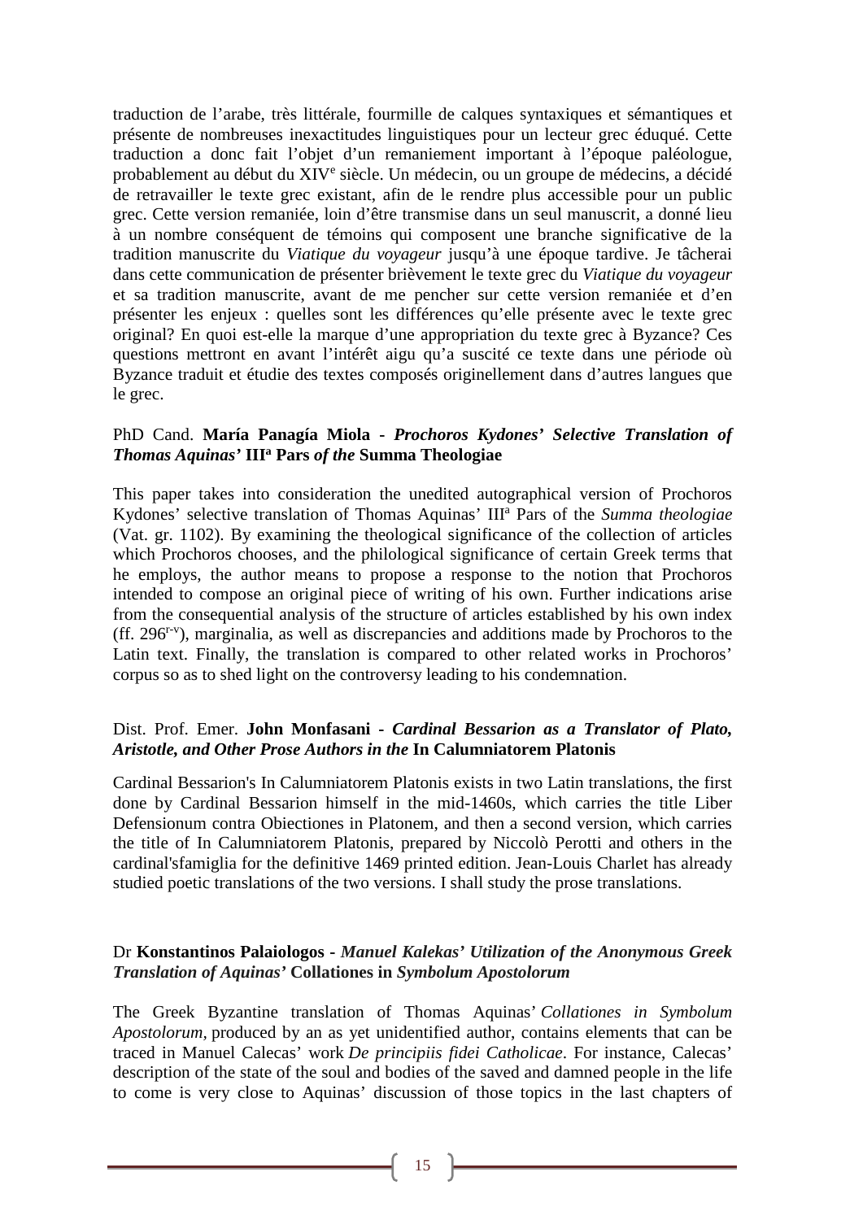traduction de l'arabe, très littérale, fourmille de calques syntaxiques et sémantiques et présente de nombreuses inexactitudes linguistiques pour un lecteur grec éduqué. Cette traduction a donc fait l'objet d'un remaniement important à l'époque paléologue, probablement au début du XIV[e] siècle. Un médecin, ou un groupe de médecins, a décidé de retravailler le texte grec existant, afin de le rendre plus accessible pour un public grec. Cette version remaniée, loin d'être transmise dans un seul manuscrit, a donné lieu à un nombre conséquent de témoins qui composent une branche significative de la tradition manuscrite du *Viatique du voyageur* jusqu'à une époque tardive. Je tâcherai dans cette communication de présenter brièvement le texte grec du *Viatique du voyageur* et sa tradition manuscrite, avant de me pencher sur cette version remaniée et d'en présenter les enjeux : quelles sont les différences qu'elle présente avec le texte grec original? En quoi est-elle la marque d'une appropriation du texte grec à Byzance? Ces questions mettront en avant l'intérêt aigu qu'a suscité ce texte dans une période où Byzance traduit et étudie des textes composés originellement dans d'autres langues que le grec.

PhD Cand. **María Panagía Miola** - ***Prochoros Kydones' Selective Translation of Thomas Aquinas'* III[a] Pars *of the* Summa Theologiae**

This paper takes into consideration the unedited autographical version of Prochoros Kydones' selective translation of Thomas Aquinas' III[a] Pars of the *Summa theologiae* (Vat. gr. 1102). By examining the theological significance of the collection of articles which Prochoros chooses, and the philological significance of certain Greek terms that he employs, the author means to propose a response to the notion that Prochoros intended to compose an original piece of writing of his own. Further indications arise from the consequential analysis of the structure of articles established by his own index (ff. 296[r-v]), marginalia, as well as discrepancies and additions made by Prochoros to the Latin text. Finally, the translation is compared to other related works in Prochoros' corpus so as to shed light on the controversy leading to his condemnation.

Dist. Prof. Emer. **John Monfasani** - ***Cardinal Bessarion as a Translator of Plato, Aristotle, and Other Prose Authors in the* In Calumniatorem Platonis**

Cardinal Bessarion's In Calumniatorem Platonis exists in two Latin translations, the first done by Cardinal Bessarion himself in the mid-1460s, which carries the title Liber Defensionum contra Obiectiones in Platonem, and then a second version, which carries the title of In Calumniatorem Platonis, prepared by Niccolò Perotti and others in the cardinal'sfamiglia for the definitive 1469 printed edition. Jean-Louis Charlet has already studied poetic translations of the two versions. I shall study the prose translations.

Dr **Konstantinos Palaiologos** - ***Manuel Kalekas' Utilization of the Anonymous Greek Translation of Aquinas'* Collationes *in Symbolum Apostolorum***

The Greek Byzantine translation of Thomas Aquinas' *Collationes in Symbolum Apostolorum*, produced by an as yet unidentified author, contains elements that can be traced in Manuel Calecas' work *De principiis fidei Catholicae*. For instance, Calecas' description of the state of the soul and bodies of the saved and damned people in the life to come is very close to Aquinas' discussion of those topics in the last chapters of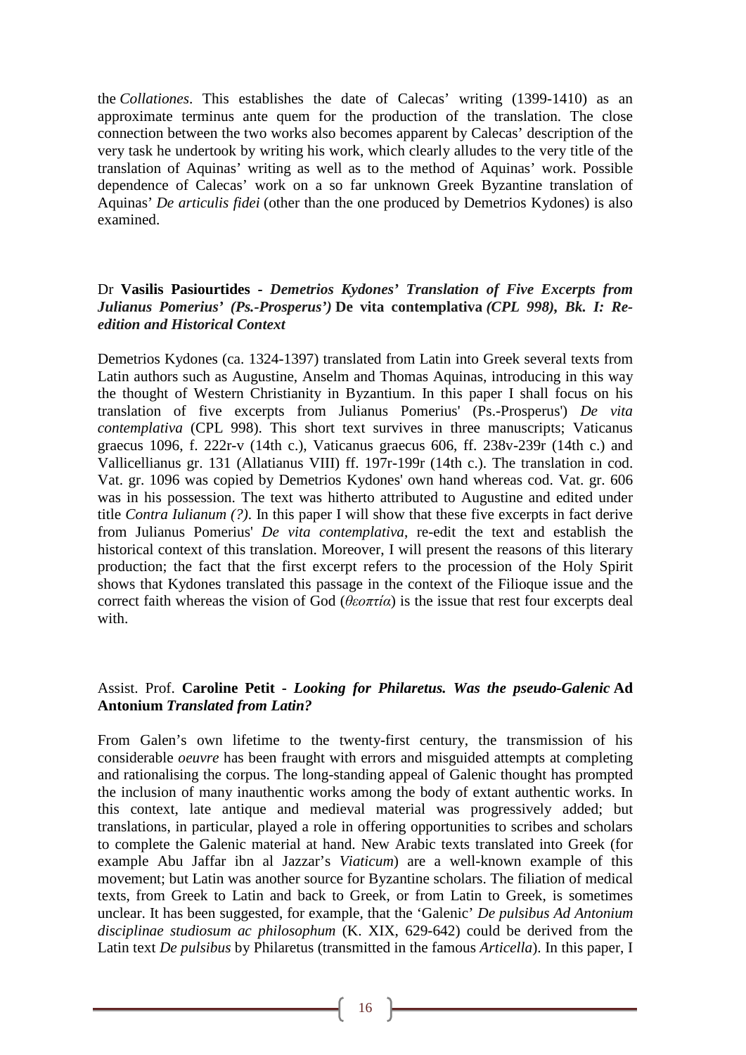the *Collationes*. This establishes the date of Calecas' writing (1399-1410) as an approximate terminus ante quem for the production of the translation. The close connection between the two works also becomes apparent by Calecas' description of the very task he undertook by writing his work, which clearly alludes to the very title of the translation of Aquinas' writing as well as to the method of Aquinas' work. Possible dependence of Calecas' work on a so far unknown Greek Byzantine translation of Aquinas' *De articulis fidei* (other than the one produced by Demetrios Kydones) is also examined.

### Dr **Vasilis Pasiourtides** - ***Demetrios Kydones' Translation of Five Excerpts from Julianus Pomerius' (Ps.-Prosperus')* De vita contemplativa *(CPL 998), Bk. I: Re-edition and Historical Context***

Demetrios Kydones (ca. 1324-1397) translated from Latin into Greek several texts from Latin authors such as Augustine, Anselm and Thomas Aquinas, introducing in this way the thought of Western Christianity in Byzantium. In this paper I shall focus on his translation of five excerpts from Julianus Pomerius' (Ps.-Prosperus') *De vita contemplativa* (CPL 998). This short text survives in three manuscripts; Vaticanus graecus 1096, f. 222r-v (14th c.), Vaticanus graecus 606, ff. 238v-239r (14th c.) and Vallicellianus gr. 131 (Allatianus VIII) ff. 197r-199r (14th c.). The translation in cod. Vat. gr. 1096 was copied by Demetrios Kydones' own hand whereas cod. Vat. gr. 606 was in his possession. The text was hitherto attributed to Augustine and edited under title *Contra Iulianum (?)*. In this paper I will show that these five excerpts in fact derive from Julianus Pomerius' *De vita contemplativa*, re-edit the text and establish the historical context of this translation. Moreover, I will present the reasons of this literary production; the fact that the first excerpt refers to the procession of the Holy Spirit shows that Kydones translated this passage in the context of the Filioque issue and the correct faith whereas the vision of God (*θεοπτία*) is the issue that rest four excerpts deal with.

### Assist. Prof. **Caroline Petit** - ***Looking for Philaretus. Was the pseudo-Galenic* Ad Antonium *Translated from Latin?***

From Galen's own lifetime to the twenty-first century, the transmission of his considerable *oeuvre* has been fraught with errors and misguided attempts at completing and rationalising the corpus. The long-standing appeal of Galenic thought has prompted the inclusion of many inauthentic works among the body of extant authentic works. In this context, late antique and medieval material was progressively added; but translations, in particular, played a role in offering opportunities to scribes and scholars to complete the Galenic material at hand. New Arabic texts translated into Greek (for example Abu Jaffar ibn al Jazzar's *Viaticum*) are a well-known example of this movement; but Latin was another source for Byzantine scholars. The filiation of medical texts, from Greek to Latin and back to Greek, or from Latin to Greek, is sometimes unclear. It has been suggested, for example, that the 'Galenic' *De pulsibus Ad Antonium disciplinae studiosum ac philosophum* (K. XIX, 629-642) could be derived from the Latin text *De pulsibus* by Philaretus (transmitted in the famous *Articella*). In this paper, I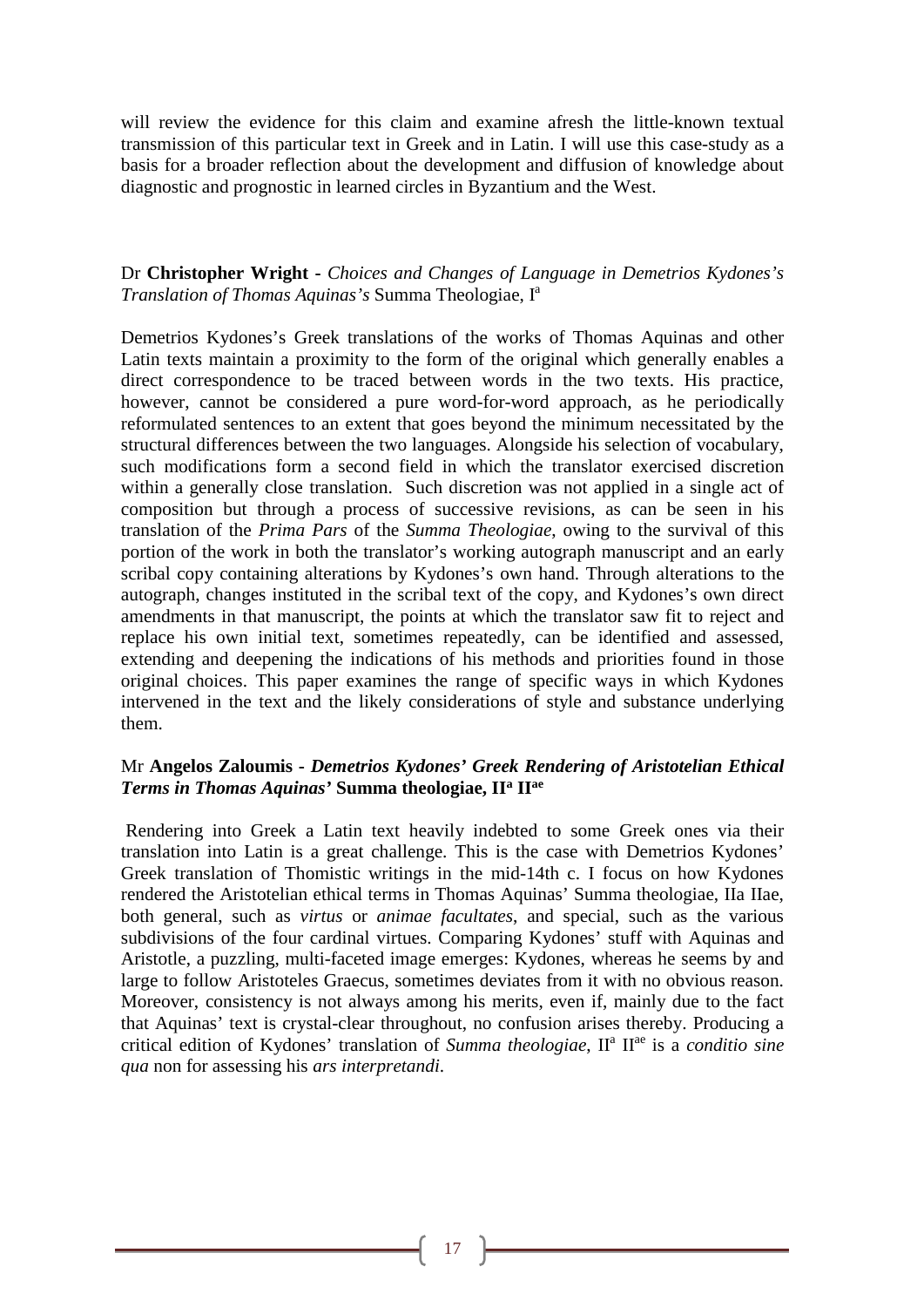will review the evidence for this claim and examine afresh the little-known textual transmission of this particular text in Greek and in Latin. I will use this case-study as a basis for a broader reflection about the development and diffusion of knowledge about diagnostic and prognostic in learned circles in Byzantium and the West.

Dr **Christopher Wright** - *Choices and Changes of Language in Demetrios Kydones's Translation of Thomas Aquinas's* Summa Theologiae, I$^{a}$

Demetrios Kydones's Greek translations of the works of Thomas Aquinas and other Latin texts maintain a proximity to the form of the original which generally enables a direct correspondence to be traced between words in the two texts. His practice, however, cannot be considered a pure word-for-word approach, as he periodically reformulated sentences to an extent that goes beyond the minimum necessitated by the structural differences between the two languages. Alongside his selection of vocabulary, such modifications form a second field in which the translator exercised discretion within a generally close translation. Such discretion was not applied in a single act of composition but through a process of successive revisions, as can be seen in his translation of the *Prima Pars* of the *Summa Theologiae*, owing to the survival of this portion of the work in both the translator's working autograph manuscript and an early scribal copy containing alterations by Kydones's own hand. Through alterations to the autograph, changes instituted in the scribal text of the copy, and Kydones's own direct amendments in that manuscript, the points at which the translator saw fit to reject and replace his own initial text, sometimes repeatedly, can be identified and assessed, extending and deepening the indications of his methods and priorities found in those original choices. This paper examines the range of specific ways in which Kydones intervened in the text and the likely considerations of style and substance underlying them.

Mr **Angelos Zaloumis** - ***Demetrios Kydones' Greek Rendering of Aristotelian Ethical Terms in Thomas Aquinas'*** **Summa theologiae, II$^{a}$ II$^{ae}$**

Rendering into Greek a Latin text heavily indebted to some Greek ones via their translation into Latin is a great challenge. This is the case with Demetrios Kydones' Greek translation of Thomistic writings in the mid-14th c. I focus on how Kydones rendered the Aristotelian ethical terms in Thomas Aquinas' Summa theologiae, IIa IIae, both general, such as *virtus* or *animae facultates*, and special, such as the various subdivisions of the four cardinal virtues. Comparing Kydones' stuff with Aquinas and Aristotle, a puzzling, multi-faceted image emerges: Kydones, whereas he seems by and large to follow Aristoteles Graecus, sometimes deviates from it with no obvious reason. Moreover, consistency is not always among his merits, even if, mainly due to the fact that Aquinas' text is crystal-clear throughout, no confusion arises thereby. Producing a critical edition of Kydones' translation of *Summa theologiae*, II$^{a}$ II$^{ae}$ is a *conditio sine qua* non for assessing his *ars interpretandi*.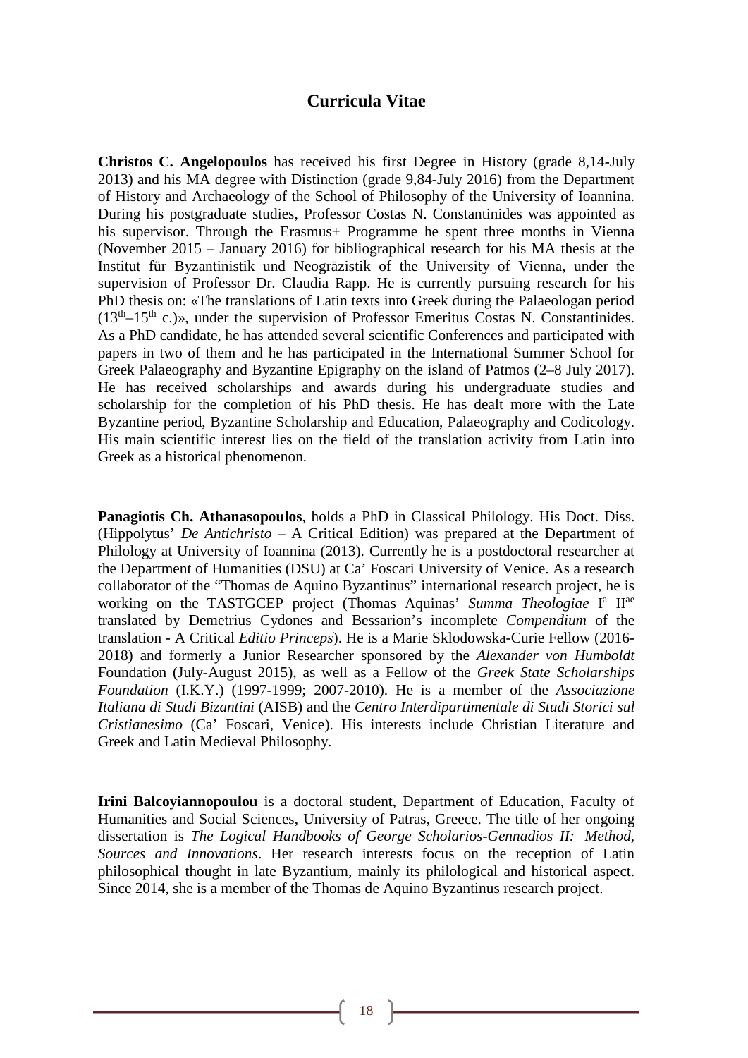## Curricula Vitae

**Christos C. Angelopoulos** has received his first Degree in History (grade 8,14-July 2013) and his MA degree with Distinction (grade 9,84-July 2016) from the Department of History and Archaeology of the School of Philosophy of the University of Ioannina. During his postgraduate studies, Professor Costas N. Constantinides was appointed as his supervisor. Through the Erasmus+ Programme he spent three months in Vienna (November 2015 – January 2016) for bibliographical research for his MA thesis at the Institut für Byzantinistik und Neogräzistik of the University of Vienna, under the supervision of Professor Dr. Claudia Rapp. He is currently pursuing research for his PhD thesis on: «The translations of Latin texts into Greek during the Palaeologan period ($13^{th}$–$15^{th}$ c.)», under the supervision of Professor Emeritus Costas N. Constantinides. As a PhD candidate, he has attended several scientific Conferences and participated with papers in two of them and he has participated in the International Summer School for Greek Palaeography and Byzantine Epigraphy on the island of Patmos (2–8 July 2017). He has received scholarships and awards during his undergraduate studies and scholarship for the completion of his PhD thesis. He has dealt more with the Late Byzantine period, Byzantine Scholarship and Education, Palaeography and Codicology. His main scientific interest lies on the field of the translation activity from Latin into Greek as a historical phenomenon.

**Panagiotis Ch. Athanasopoulos**, holds a PhD in Classical Philology. His Doct. Diss. (Hippolytus' *De Antichristo* – A Critical Edition) was prepared at the Department of Philology at University of Ioannina (2013). Currently he is a postdoctoral researcher at the Department of Humanities (DSU) at Ca' Foscari University of Venice. As a research collaborator of the "Thomas de Aquino Byzantinus" international research project, he is working on the TASTGCEP project (Thomas Aquinas' *Summa Theologiae* $I^{a}$ $II^{ae}$ translated by Demetrius Cydones and Bessarion's incomplete *Compendium* of the translation - A Critical *Editio Princeps*). He is a Marie Sklodowska-Curie Fellow (2016-2018) and formerly a Junior Researcher sponsored by the *Alexander von Humboldt* Foundation (July-August 2015), as well as a Fellow of the *Greek State Scholarships Foundation* (I.K.Y.) (1997-1999; 2007-2010). He is a member of the *Associazione Italiana di Studi Bizantini* (AISB) and the *Centro Interdipartimentale di Studi Storici sul Cristianesimo* (Ca' Foscari, Venice). His interests include Christian Literature and Greek and Latin Medieval Philosophy.

**Irini Balcoyiannopoulou** is a doctoral student, Department of Education, Faculty of Humanities and Social Sciences, University of Patras, Greece. The title of her ongoing dissertation is *The Logical Handbooks of George Scholarios-Gennadios II: Method, Sources and Innovations*. Her research interests focus on the reception of Latin philosophical thought in late Byzantium, mainly its philological and historical aspect. Since 2014, she is a member of the Thomas de Aquino Byzantinus research project.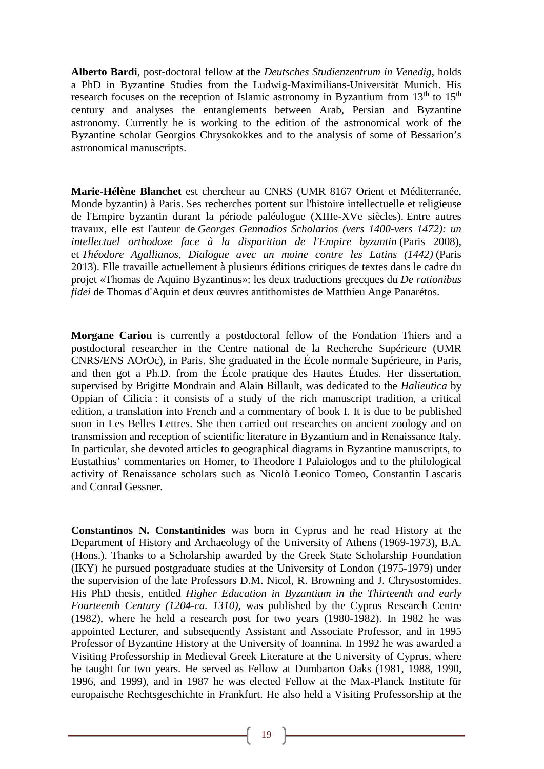**Alberto Bardi**, post-doctoral fellow at the *Deutsches Studienzentrum in Venedig*, holds a PhD in Byzantine Studies from the Ludwig-Maximilians-Universität Munich. His research focuses on the reception of Islamic astronomy in Byzantium from 13th to 15th century and analyses the entanglements between Arab, Persian and Byzantine astronomy. Currently he is working to the edition of the astronomical work of the Byzantine scholar Georgios Chrysokokkes and to the analysis of some of Bessarion's astronomical manuscripts.

**Marie-Hélène Blanchet** est chercheur au CNRS (UMR 8167 Orient et Méditerranée, Monde byzantin) à Paris. Ses recherches portent sur l'histoire intellectuelle et religieuse de l'Empire byzantin durant la période paléologue (XIIIe-XVe siècles). Entre autres travaux, elle est l'auteur de *Georges Gennadios Scholarios (vers 1400-vers 1472): un intellectuel orthodoxe face à la disparition de l'Empire byzantin* (Paris 2008), et *Théodore Agallianos, Dialogue avec un moine contre les Latins (1442)* (Paris 2013). Elle travaille actuellement à plusieurs éditions critiques de textes dans le cadre du projet «Thomas de Aquino Byzantinus»: les deux traductions grecques du *De rationibus fidei* de Thomas d'Aquin et deux œuvres antithomistes de Matthieu Ange Panarétos.

**Morgane Cariou** is currently a postdoctoral fellow of the Fondation Thiers and a postdoctoral researcher in the Centre national de la Recherche Supérieure (UMR CNRS/ENS AOrOc), in Paris. She graduated in the École normale Supérieure, in Paris, and then got a Ph.D. from the École pratique des Hautes Études. Her dissertation, supervised by Brigitte Mondrain and Alain Billault, was dedicated to the *Halieutica* by Oppian of Cilicia : it consists of a study of the rich manuscript tradition, a critical edition, a translation into French and a commentary of book I. It is due to be published soon in Les Belles Lettres. She then carried out researches on ancient zoology and on transmission and reception of scientific literature in Byzantium and in Renaissance Italy. In particular, she devoted articles to geographical diagrams in Byzantine manuscripts, to Eustathius' commentaries on Homer, to Theodore I Palaiologos and to the philological activity of Renaissance scholars such as Nicolò Leonico Tomeo, Constantin Lascaris and Conrad Gessner.

**Constantinos N. Constantinides** was born in Cyprus and he read History at the Department of History and Archaeology of the University of Athens (1969-1973), B.A. (Hons.). Thanks to a Scholarship awarded by the Greek State Scholarship Foundation (IKY) he pursued postgraduate studies at the University of London (1975-1979) under the supervision of the late Professors D.M. Nicol, R. Browning and J. Chrysostomides. His PhD thesis, entitled *Higher Education in Byzantium in the Thirteenth and early Fourteenth Century (1204-ca. 1310)*, was published by the Cyprus Research Centre (1982), where he held a research post for two years (1980-1982). In 1982 he was appointed Lecturer, and subsequently Assistant and Associate Professor, and in 1995 Professor of Byzantine History at the University of Ioannina. In 1992 he was awarded a Visiting Professorship in Medieval Greek Literature at the University of Cyprus, where he taught for two years. He served as Fellow at Dumbarton Oaks (1981, 1988, 1990, 1996, and 1999), and in 1987 he was elected Fellow at the Max-Planck Institute für europaische Rechtsgeschichte in Frankfurt. He also held a Visiting Professorship at the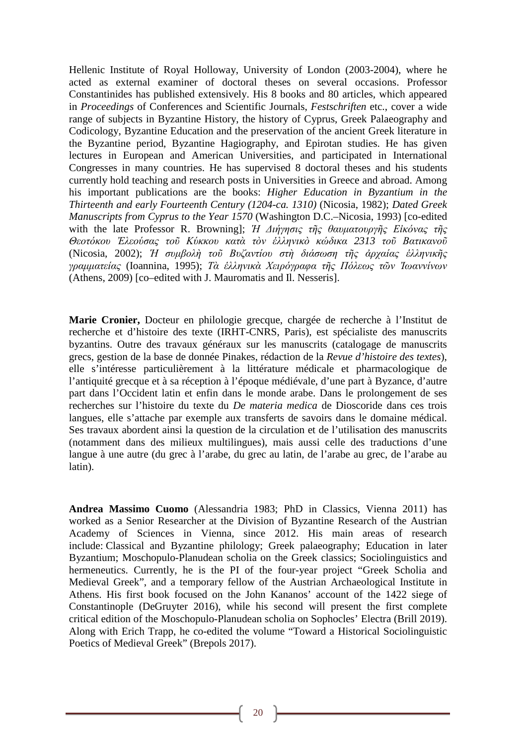Hellenic Institute of Royal Holloway, University of London (2003-2004), where he acted as external examiner of doctoral theses on several occasions. Professor Constantinides has published extensively. His 8 books and 80 articles, which appeared in *Proceedings* of Conferences and Scientific Journals, *Festschriften* etc., cover a wide range of subjects in Byzantine History, the history of Cyprus, Greek Palaeography and Codicology, Byzantine Education and the preservation of the ancient Greek literature in the Byzantine period, Byzantine Hagiography, and Epirotan studies. He has given lectures in European and American Universities, and participated in International Congresses in many countries. He has supervised 8 doctoral theses and his students currently hold teaching and research posts in Universities in Greece and abroad. Among his important publications are the books: *Higher Education in Byzantium in the Thirteenth and early Fourteenth Century (1204-ca. 1310)* (Nicosia, 1982); *Dated Greek Manuscripts from Cyprus to the Year 1570* (Washington D.C.–Nicosia, 1993) [co-edited with the late Professor R. Browning]; *Ἡ Διήγησις τῆς θαυματουργῆς Εἰκόνας τῆς Θεοτόκου Ἐλεούσας τοῦ Κύκκου κατὰ τὸν ἑλληνικὸ κώδικα 2313 τοῦ Βατικανοῦ* (Nicosia, 2002); *Ἡ συμβολὴ τοῦ Βυζαντίου στὴ διάσωση τῆς ἀρχαίας ἑλληνικῆς γραμματείας* (Ioannina, 1995); *Τὰ ἑλληνικὰ Χειρόγραφα τῆς Πόλεως τῶν Ἰωαννίνων* (Athens, 2009) [co–edited with J. Mauromatis and Il. Nesseris].

**Marie Cronier,** Docteur en philologie grecque, chargée de recherche à l'Institut de recherche et d'histoire des texte (IRHT-CNRS, Paris), est spécialiste des manuscrits byzantins. Outre des travaux généraux sur les manuscrits (catalogage de manuscrits grecs, gestion de la base de donnée Pinakes, rédaction de la *Revue d'histoire des textes*), elle s'intéresse particulièrement à la littérature médicale et pharmacologique de l'antiquité grecque et à sa réception à l'époque médiévale, d'une part à Byzance, d'autre part dans l'Occident latin et enfin dans le monde arabe. Dans le prolongement de ses recherches sur l'histoire du texte du *De materia medica* de Dioscoride dans ces trois langues, elle s'attache par exemple aux transferts de savoirs dans le domaine médical. Ses travaux abordent ainsi la question de la circulation et de l'utilisation des manuscrits (notamment dans des milieux multilingues), mais aussi celle des traductions d'une langue à une autre (du grec à l'arabe, du grec au latin, de l'arabe au grec, de l'arabe au latin).

**Andrea Massimo Cuomo** (Alessandria 1983; PhD in Classics, Vienna 2011) has worked as a Senior Researcher at the Division of Byzantine Research of the Austrian Academy of Sciences in Vienna, since 2012. His main areas of research include: Classical and Byzantine philology; Greek palaeography; Education in later Byzantium; Moschopulo-Planudean scholia on the Greek classics; Sociolinguistics and hermeneutics. Currently, he is the PI of the four-year project "Greek Scholia and Medieval Greek", and a temporary fellow of the Austrian Archaeological Institute in Athens. His first book focused on the John Kananos' account of the 1422 siege of Constantinople (DeGruyter 2016), while his second will present the first complete critical edition of the Moschopulo-Planudean scholia on Sophocles' Electra (Brill 2019). Along with Erich Trapp, he co-edited the volume "Toward a Historical Sociolinguistic Poetics of Medieval Greek" (Brepols 2017).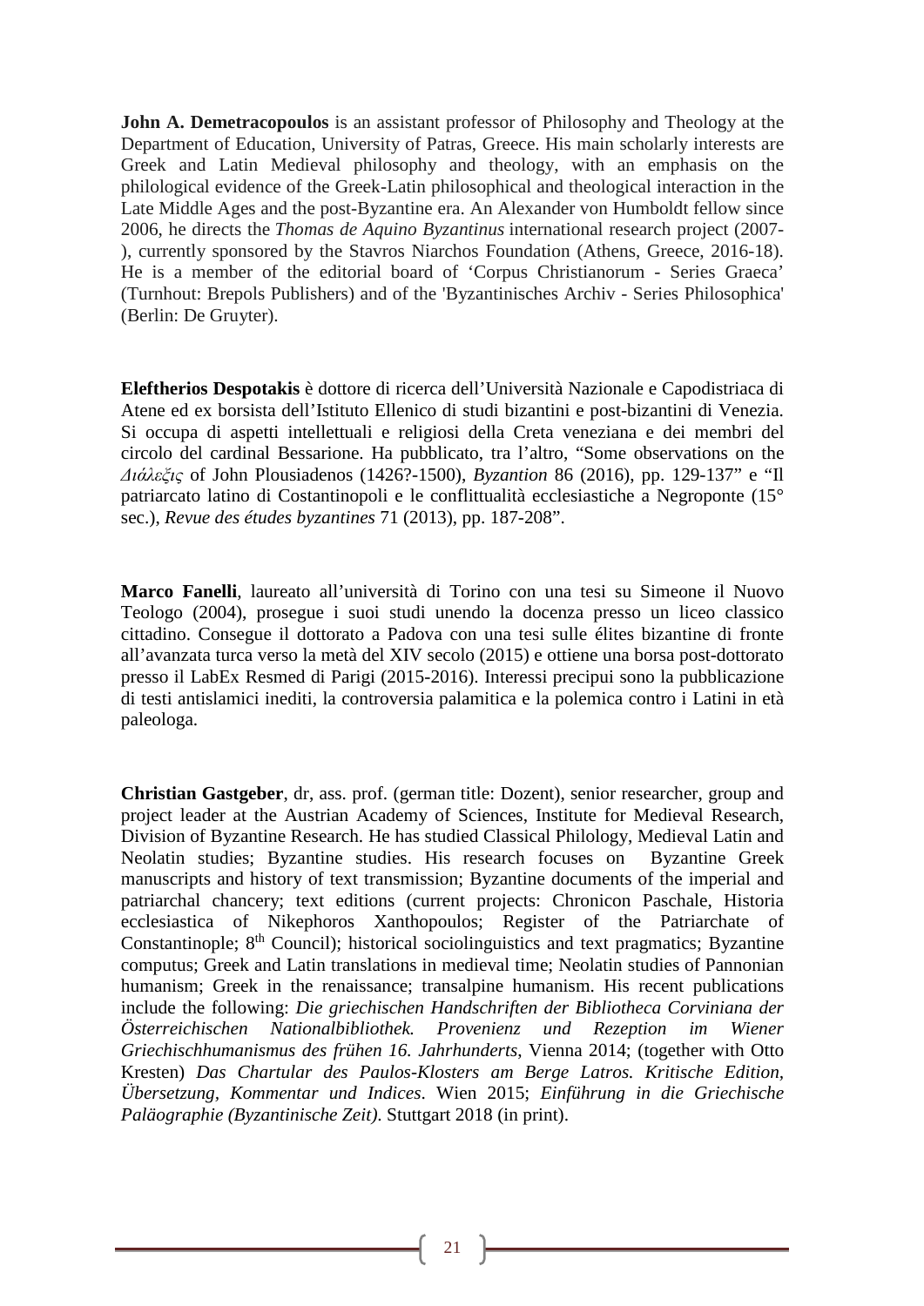**John A. Demetracopoulos** is an assistant professor of Philosophy and Theology at the Department of Education, University of Patras, Greece. His main scholarly interests are Greek and Latin Medieval philosophy and theology, with an emphasis on the philological evidence of the Greek-Latin philosophical and theological interaction in the Late Middle Ages and the post-Byzantine era. An Alexander von Humboldt fellow since 2006, he directs the *Thomas de Aquino Byzantinus* international research project (2007-), currently sponsored by the Stavros Niarchos Foundation (Athens, Greece, 2016-18). He is a member of the editorial board of 'Corpus Christianorum - Series Graeca' (Turnhout: Brepols Publishers) and of the 'Byzantinisches Archiv - Series Philosophica' (Berlin: De Gruyter).

**Eleftherios Despotakis** è dottore di ricerca dell'Università Nazionale e Capodistriaca di Atene ed ex borsista dell'Istituto Ellenico di studi bizantini e post-bizantini di Venezia. Si occupa di aspetti intellettuali e religiosi della Creta veneziana e dei membri del circolo del cardinal Bessarione. Ha pubblicato, tra l'altro, "Some observations on the *Διάλεξις* of John Plousiadenos (1426?-1500), *Byzantion* 86 (2016), pp. 129-137" e "Il patriarcato latino di Costantinopoli e le conflittualità ecclesiastiche a Negroponte (15° sec.), *Revue des études byzantines* 71 (2013), pp. 187-208".

**Marco Fanelli**, laureato all'università di Torino con una tesi su Simeone il Nuovo Teologo (2004), prosegue i suoi studi unendo la docenza presso un liceo classico cittadino. Consegue il dottorato a Padova con una tesi sulle élites bizantine di fronte all'avanzata turca verso la metà del XIV secolo (2015) e ottiene una borsa post-dottorato presso il LabEx Resmed di Parigi (2015-2016). Interessi precipui sono la pubblicazione di testi antislamici inediti, la controversia palamitica e la polemica contro i Latini in età paleologa.

**Christian Gastgeber**, dr, ass. prof. (german title: Dozent), senior researcher, group and project leader at the Austrian Academy of Sciences, Institute for Medieval Research, Division of Byzantine Research. He has studied Classical Philology, Medieval Latin and Neolatin studies; Byzantine studies. His research focuses on Byzantine Greek manuscripts and history of text transmission; Byzantine documents of the imperial and patriarchal chancery; text editions (current projects: Chronicon Paschale, Historia ecclesiastica of Nikephoros Xanthopoulos; Register of the Patriarchate of Constantinople; 8th Council); historical sociolinguistics and text pragmatics; Byzantine computus; Greek and Latin translations in medieval time; Neolatin studies of Pannonian humanism; Greek in the renaissance; transalpine humanism. His recent publications include the following: *Die griechischen Handschriften der Bibliotheca Corviniana der Österreichischen Nationalbibliothek. Provenienz und Rezeption im Wiener Griechischhumanismus des frühen 16. Jahrhunderts*, Vienna 2014; (together with Otto Kresten) *Das Chartular des Paulos-Klosters am Berge Latros. Kritische Edition, Übersetzung, Kommentar und Indices*. Wien 2015; *Einführung in die Griechische Paläographie (Byzantinische Zeit)*. Stuttgart 2018 (in print).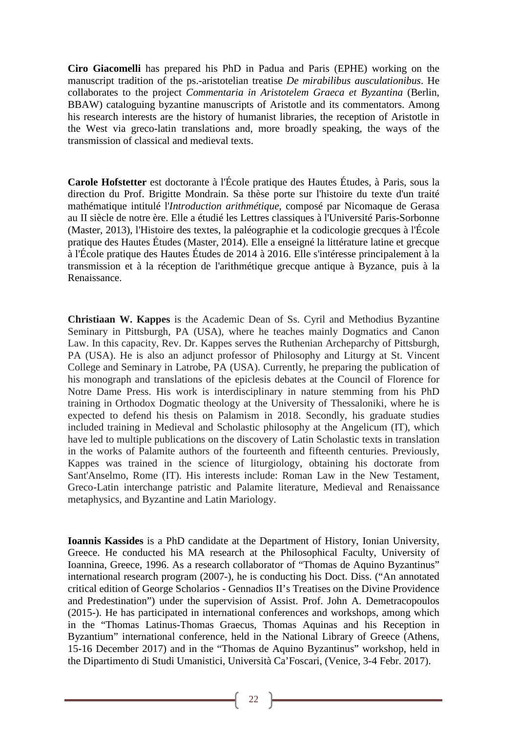**Ciro Giacomelli** has prepared his PhD in Padua and Paris (EPHE) working on the manuscript tradition of the ps.-aristotelian treatise *De mirabilibus ausculationibus*. He collaborates to the project *Commentaria in Aristotelem Graeca et Byzantina* (Berlin, BBAW) cataloguing byzantine manuscripts of Aristotle and its commentators. Among his research interests are the history of humanist libraries, the reception of Aristotle in the West via greco-latin translations and, more broadly speaking, the ways of the transmission of classical and medieval texts.

**Carole Hofstetter** est doctorante à l'École pratique des Hautes Études, à Paris, sous la direction du Prof. Brigitte Mondrain. Sa thèse porte sur l'histoire du texte d'un traité mathématique intitulé l'*Introduction arithmétique*, composé par Nicomaque de Gerasa au II siècle de notre ère. Elle a étudié les Lettres classiques à l'Université Paris-Sorbonne (Master, 2013), l'Histoire des textes, la paléographie et la codicologie grecques à l'École pratique des Hautes Études (Master, 2014). Elle a enseigné la littérature latine et grecque à l'École pratique des Hautes Études de 2014 à 2016. Elle s'intéresse principalement à la transmission et à la réception de l'arithmétique grecque antique à Byzance, puis à la Renaissance.

**Christiaan W. Kappes** is the Academic Dean of Ss. Cyril and Methodius Byzantine Seminary in Pittsburgh, PA (USA), where he teaches mainly Dogmatics and Canon Law. In this capacity, Rev. Dr. Kappes serves the Ruthenian Archeparchy of Pittsburgh, PA (USA). He is also an adjunct professor of Philosophy and Liturgy at St. Vincent College and Seminary in Latrobe, PA (USA). Currently, he preparing the publication of his monograph and translations of the epiclesis debates at the Council of Florence for Notre Dame Press. His work is interdisciplinary in nature stemming from his PhD training in Orthodox Dogmatic theology at the University of Thessaloniki, where he is expected to defend his thesis on Palamism in 2018. Secondly, his graduate studies included training in Medieval and Scholastic philosophy at the Angelicum (IT), which have led to multiple publications on the discovery of Latin Scholastic texts in translation in the works of Palamite authors of the fourteenth and fifteenth centuries. Previously, Kappes was trained in the science of liturgiology, obtaining his doctorate from Sant'Anselmo, Rome (IT). His interests include: Roman Law in the New Testament, Greco-Latin interchange patristic and Palamite literature, Medieval and Renaissance metaphysics, and Byzantine and Latin Mariology.

**Ioannis Kassides** is a PhD candidate at the Department of History, Ionian University, Greece. He conducted his MA research at the Philosophical Faculty, University of Ioannina, Greece, 1996. As a research collaborator of "Thomas de Aquino Byzantinus" international research program (2007-), he is conducting his Doct. Diss. ("An annotated critical edition of George Scholarios - Gennadios II's Treatises on the Divine Providence and Predestination") under the supervision of Assist. Prof. John A. Demetracopoulos (2015-). He has participated in international conferences and workshops, among which in the "Thomas Latinus-Thomas Graecus, Thomas Aquinas and his Reception in Byzantium" international conference, held in the National Library of Greece (Athens, 15-16 December 2017) and in the "Thomas de Aquino Byzantinus" workshop, held in the Dipartimento di Studi Umanistici, Università Ca'Foscari, (Venice, 3-4 Febr. 2017).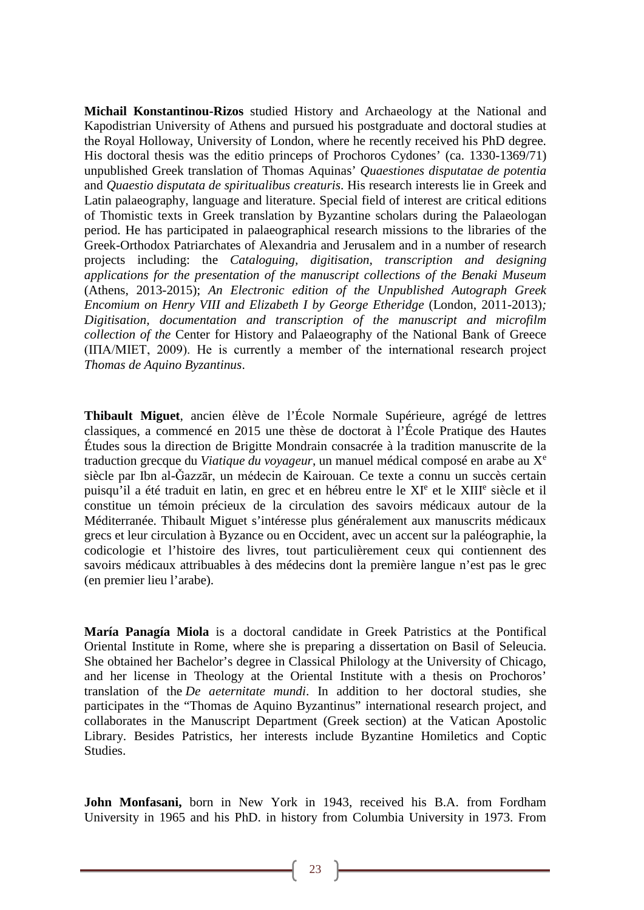**Michail Konstantinou-Rizos** studied History and Archaeology at the National and Kapodistrian University of Athens and pursued his postgraduate and doctoral studies at the Royal Holloway, University of London, where he recently received his PhD degree. His doctoral thesis was the editio princeps of Prochoros Cydones' (ca. 1330-1369/71) unpublished Greek translation of Thomas Aquinas' *Quaestiones disputatae de potentia* and *Quaestio disputata de spiritualibus creaturis*. His research interests lie in Greek and Latin palaeography, language and literature. Special field of interest are critical editions of Thomistic texts in Greek translation by Byzantine scholars during the Palaeologan period. He has participated in palaeographical research missions to the libraries of the Greek-Orthodox Patriarchates of Alexandria and Jerusalem and in a number of research projects including: the *Cataloguing, digitisation, transcription and designing applications for the presentation of the manuscript collections of the Benaki Museum* (Athens, 2013-2015); *An Electronic edition of the Unpublished Autograph Greek Encomium on Henry VIII and Elizabeth I by George Etheridge* (London, 2011-2013)*; Digitisation, documentation and transcription of the manuscript and microfilm collection of the* Center for History and Palaeography of the National Bank of Greece (ΙΠΑ/ΜΙΕΤ, 2009). He is currently a member of the international research project *Thomas de Aquino Byzantinus*.

**Thibault Miguet**, ancien élève de l'École Normale Supérieure, agrégé de lettres classiques, a commencé en 2015 une thèse de doctorat à l'École Pratique des Hautes Études sous la direction de Brigitte Mondrain consacrée à la tradition manuscrite de la traduction grecque du *Viatique du voyageur*, un manuel médical composé en arabe au X[e] siècle par Ibn al-Ǧazzār, un médecin de Kairouan. Ce texte a connu un succès certain puisqu'il a été traduit en latin, en grec et en hébreu entre le XI[e] et le XIII[e] siècle et il constitue un témoin précieux de la circulation des savoirs médicaux autour de la Méditerranée. Thibault Miguet s'intéresse plus généralement aux manuscrits médicaux grecs et leur circulation à Byzance ou en Occident, avec un accent sur la paléographie, la codicologie et l'histoire des livres, tout particulièrement ceux qui contiennent des savoirs médicaux attribuables à des médecins dont la première langue n'est pas le grec (en premier lieu l'arabe).

**María Panagía Miola** is a doctoral candidate in Greek Patristics at the Pontifical Oriental Institute in Rome, where she is preparing a dissertation on Basil of Seleucia. She obtained her Bachelor's degree in Classical Philology at the University of Chicago, and her license in Theology at the Oriental Institute with a thesis on Prochoros' translation of the *De aeternitate mundi*. In addition to her doctoral studies, she participates in the "Thomas de Aquino Byzantinus" international research project, and collaborates in the Manuscript Department (Greek section) at the Vatican Apostolic Library. Besides Patristics, her interests include Byzantine Homiletics and Coptic Studies.

**John Monfasani,** born in New York in 1943, received his B.A. from Fordham University in 1965 and his PhD. in history from Columbia University in 1973. From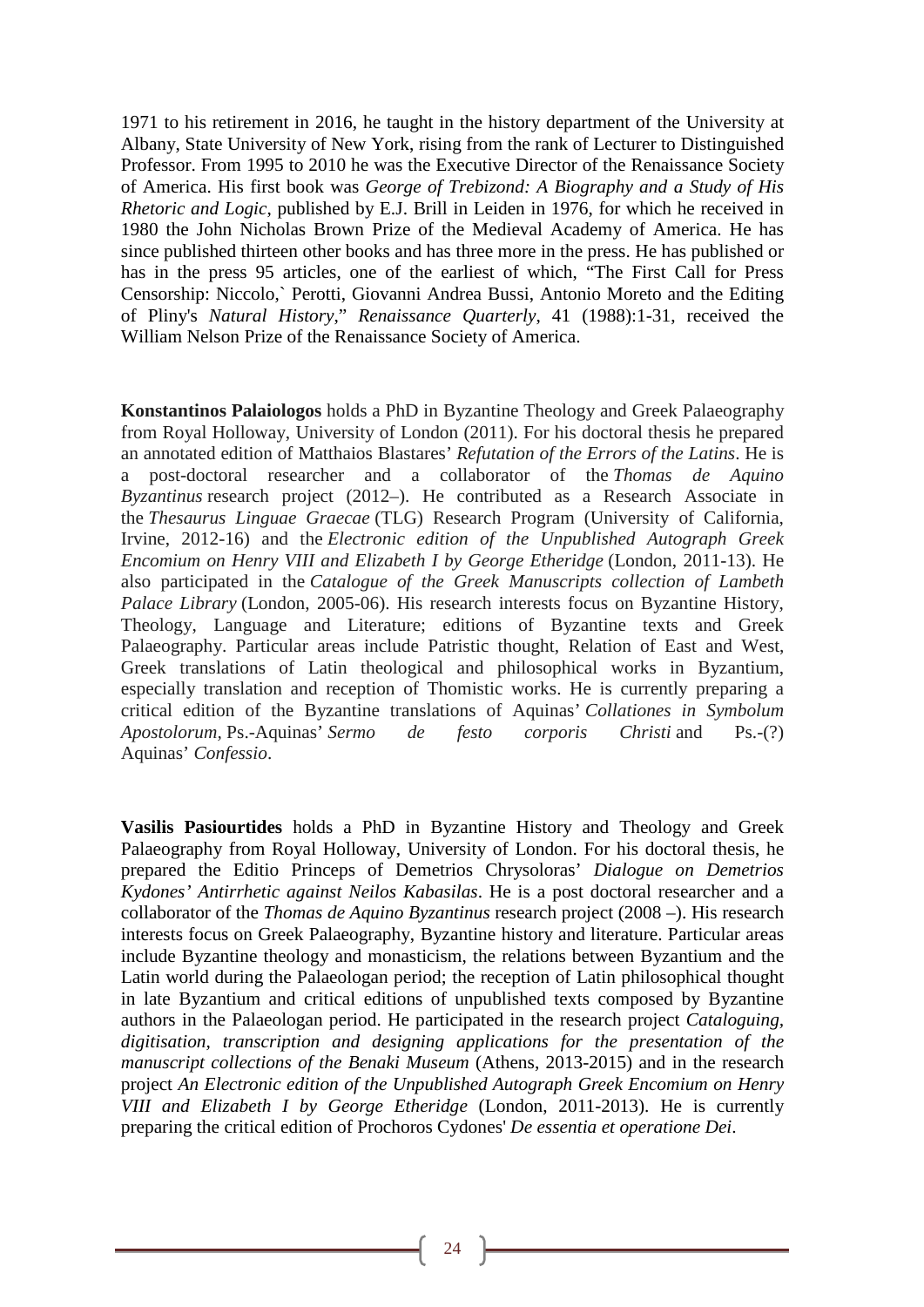1971 to his retirement in 2016, he taught in the history department of the University at Albany, State University of New York, rising from the rank of Lecturer to Distinguished Professor. From 1995 to 2010 he was the Executive Director of the Renaissance Society of America. His first book was *George of Trebizond: A Biography and a Study of His Rhetoric and Logic*, published by E.J. Brill in Leiden in 1976, for which he received in 1980 the John Nicholas Brown Prize of the Medieval Academy of America. He has since published thirteen other books and has three more in the press. He has published or has in the press 95 articles, one of the earliest of which, "The First Call for Press Censorship: Niccolo,` Perotti, Giovanni Andrea Bussi, Antonio Moreto and the Editing of Pliny's *Natural History*," *Renaissance Quarterly*, 41 (1988):1-31, received the William Nelson Prize of the Renaissance Society of America.

**Konstantinos Palaiologos** holds a PhD in Byzantine Theology and Greek Palaeography from Royal Holloway, University of London (2011). For his doctoral thesis he prepared an annotated edition of Matthaios Blastares' *Refutation of the Errors of the Latins*. He is a post-doctoral researcher and a collaborator of the *Thomas de Aquino Byzantinus* research project (2012–). He contributed as a Research Associate in the *Thesaurus Linguae Graecae* (TLG) Research Program (University of California, Irvine, 2012-16) and the *Electronic edition of the Unpublished Autograph Greek Encomium on Henry VIII and Elizabeth I by George Etheridge* (London, 2011-13). He also participated in the *Catalogue of the Greek Manuscripts collection of Lambeth Palace Library* (London, 2005-06). His research interests focus on Byzantine History, Theology, Language and Literature; editions of Byzantine texts and Greek Palaeography. Particular areas include Patristic thought, Relation of East and West, Greek translations of Latin theological and philosophical works in Byzantium, especially translation and reception of Thomistic works. He is currently preparing a critical edition of the Byzantine translations of Aquinas' *Collationes in Symbolum Apostolorum*, Ps.-Aquinas' *Sermo de festo corporis Christi* and Ps.-(?) Aquinas' *Confessio*.

**Vasilis Pasiourtides** holds a PhD in Byzantine History and Theology and Greek Palaeography from Royal Holloway, University of London. For his doctoral thesis, he prepared the Editio Princeps of Demetrios Chrysoloras' *Dialogue on Demetrios Kydones' Antirrhetic against Neilos Kabasilas*. He is a post doctoral researcher and a collaborator of the *Thomas de Aquino Byzantinus* research project (2008 –). His research interests focus on Greek Palaeography, Byzantine history and literature. Particular areas include Byzantine theology and monasticism, the relations between Byzantium and the Latin world during the Palaeologan period; the reception of Latin philosophical thought in late Byzantium and critical editions of unpublished texts composed by Byzantine authors in the Palaeologan period. He participated in the research project *Cataloguing, digitisation, transcription and designing applications for the presentation of the manuscript collections of the Benaki Museum* (Athens, 2013-2015) and in the research project *An Electronic edition of the Unpublished Autograph Greek Encomium on Henry VIII and Elizabeth I by George Etheridge* (London, 2011-2013). He is currently preparing the critical edition of Prochoros Cydones' *De essentia et operatione Dei*.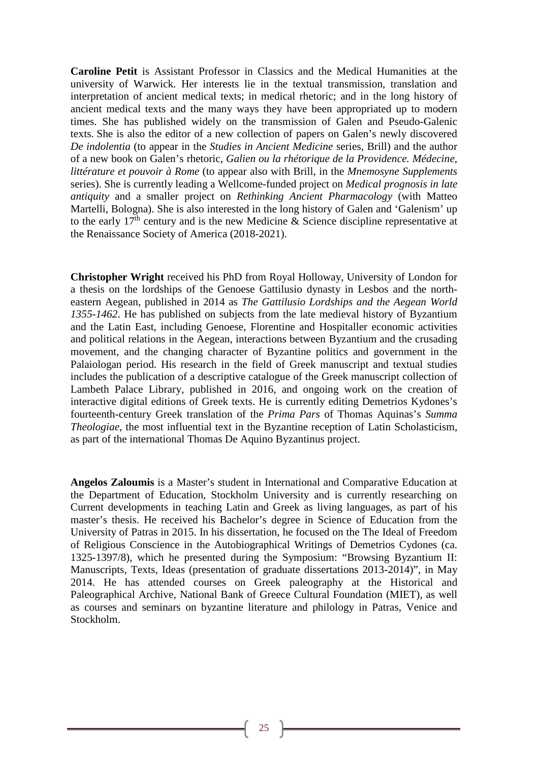**Caroline Petit** is Assistant Professor in Classics and the Medical Humanities at the university of Warwick. Her interests lie in the textual transmission, translation and interpretation of ancient medical texts; in medical rhetoric; and in the long history of ancient medical texts and the many ways they have been appropriated up to modern times. She has published widely on the transmission of Galen and Pseudo-Galenic texts. She is also the editor of a new collection of papers on Galen's newly discovered *De indolentia* (to appear in the *Studies in Ancient Medicine* series, Brill) and the author of a new book on Galen's rhetoric, *Galien ou la rhétorique de la Providence. Médecine, littérature et pouvoir à Rome* (to appear also with Brill, in the *Mnemosyne Supplements* series). She is currently leading a Wellcome-funded project on *Medical prognosis in late antiquity* and a smaller project on *Rethinking Ancient Pharmacology* (with Matteo Martelli, Bologna). She is also interested in the long history of Galen and 'Galenism' up to the early $17^{th}$ century and is the new Medicine & Science discipline representative at the Renaissance Society of America (2018-2021).

**Christopher Wright** received his PhD from Royal Holloway, University of London for a thesis on the lordships of the Genoese Gattilusio dynasty in Lesbos and the north-eastern Aegean, published in 2014 as *The Gattilusio Lordships and the Aegean World 1355-1462*. He has published on subjects from the late medieval history of Byzantium and the Latin East, including Genoese, Florentine and Hospitaller economic activities and political relations in the Aegean, interactions between Byzantium and the crusading movement, and the changing character of Byzantine politics and government in the Palaiologan period. His research in the field of Greek manuscript and textual studies includes the publication of a descriptive catalogue of the Greek manuscript collection of Lambeth Palace Library, published in 2016, and ongoing work on the creation of interactive digital editions of Greek texts. He is currently editing Demetrios Kydones's fourteenth-century Greek translation of the *Prima Pars* of Thomas Aquinas's *Summa Theologiae*, the most influential text in the Byzantine reception of Latin Scholasticism, as part of the international Thomas De Aquino Byzantinus project.

**Angelos Zaloumis** is a Master's student in International and Comparative Education at the Department of Education, Stockholm University and is currently researching on Current developments in teaching Latin and Greek as living languages, as part of his master's thesis. He received his Bachelor's degree in Science of Education from the University of Patras in 2015. In his dissertation, he focused on the The Ideal of Freedom of Religious Conscience in the Autobiographical Writings of Demetrios Cydones (ca. 1325-1397/8), which he presented during the Symposium: "Browsing Byzantium II: Manuscripts, Texts, Ideas (presentation of graduate dissertations 2013-2014)", in May 2014. He has attended courses on Greek paleography at the Historical and Paleographical Archive, National Bank of Greece Cultural Foundation (MIET), as well as courses and seminars on byzantine literature and philology in Patras, Venice and Stockholm.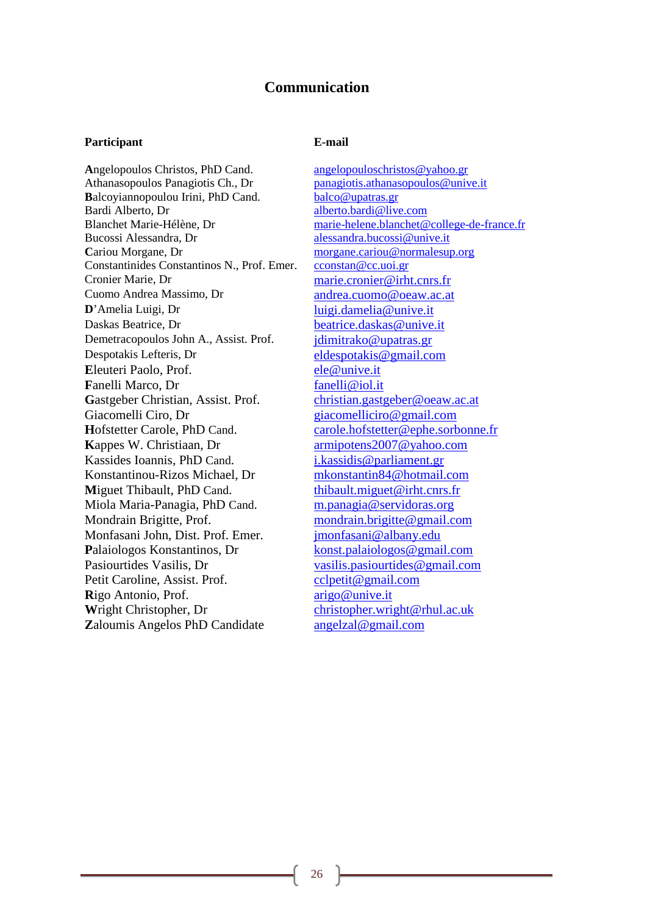# Communication

| Participant | E-mail |
|---|---|
| **A**ngelopoulos Christos, PhD Cand. | angelopouloschristos@yahoo.gr |
| Athanasopoulos Panagiotis Ch., Dr | panagiotis.athanasopoulos@unive.it |
| **B**alcoyiannopoulou Irini, PhD Cand. | balco@upatras.gr |
| Bardi Alberto, Dr | alberto.bardi@live.com |
| Blanchet Marie-Hélène, Dr | marie-helene.blanchet@college-de-france.fr |
| Bucossi Alessandra, Dr | alessandra.bucossi@unive.it |
| **C**ariou Morgane, Dr | morgane.cariou@normalesup.org |
| Constantinides Constantinos N., Prof. Emer. | cconstan@cc.uoi.gr |
| Cronier Marie, Dr | marie.cronier@irht.cnrs.fr |
| Cuomo Andrea Massimo, Dr | andrea.cuomo@oeaw.ac.at |
| **D**'Amelia Luigi, Dr | luigi.damelia@unive.it |
| Daskas Beatrice, Dr | beatrice.daskas@unive.it |
| Demetracopoulos John A., Assist. Prof. | jdimitrako@upatras.gr |
| Despotakis Lefteris, Dr | eldespotakis@gmail.com |
| **E**leuteri Paolo, Prof. | ele@unive.it |
| **F**anelli Marco, Dr | fanelli@iol.it |
| **G**astgeber Christian, Assist. Prof. | christian.gastgeber@oeaw.ac.at |
| Giacomelli Ciro, Dr | giacomelliciro@gmail.com |
| **H**ofstetter Carole, PhD Cand. | carole.hofstetter@ephe.sorbonne.fr |
| **K**appes W. Christiaan, Dr | armipotens2007@yahoo.com |
| Kassides Ioannis, PhD Cand. | i.kassidis@parliament.gr |
| Konstantinou-Rizos Michael, Dr | mkonstantin84@hotmail.com |
| **M**iguet Thibault, PhD Cand. | thibault.miguet@irht.cnrs.fr |
| Miola Maria-Panagia, PhD Cand. | m.panagia@servidoras.org |
| Mondrain Brigitte, Prof. | mondrain.brigitte@gmail.com |
| Monfasani John, Dist. Prof. Emer. | jmonfasani@albany.edu |
| **P**alaiologos Konstantinos, Dr | konst.palaiologos@gmail.com |
| Pasiourtides Vasilis, Dr | vasilis.pasiourtides@gmail.com |
| Petit Caroline, Assist. Prof. | cclpetit@gmail.com |
| **R**igo Antonio, Prof. | arigo@unive.it |
| **W**right Christopher, Dr | christopher.wright@rhul.ac.uk |
| **Z**aloumis Angelos PhD Candidate | angelzal@gmail.com |